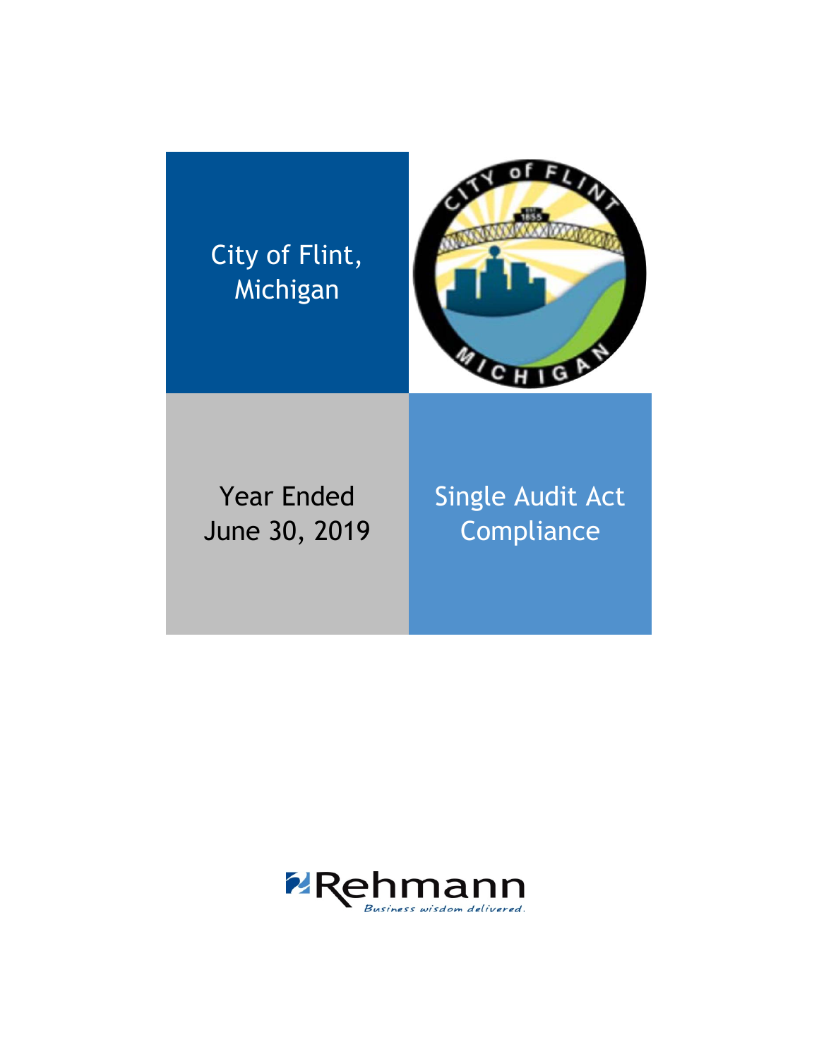# City of Flint, Michigan

Year Ended June 30, 2019

Single Audit Act Compliance

Rehmann

*Business wisdom delivered.*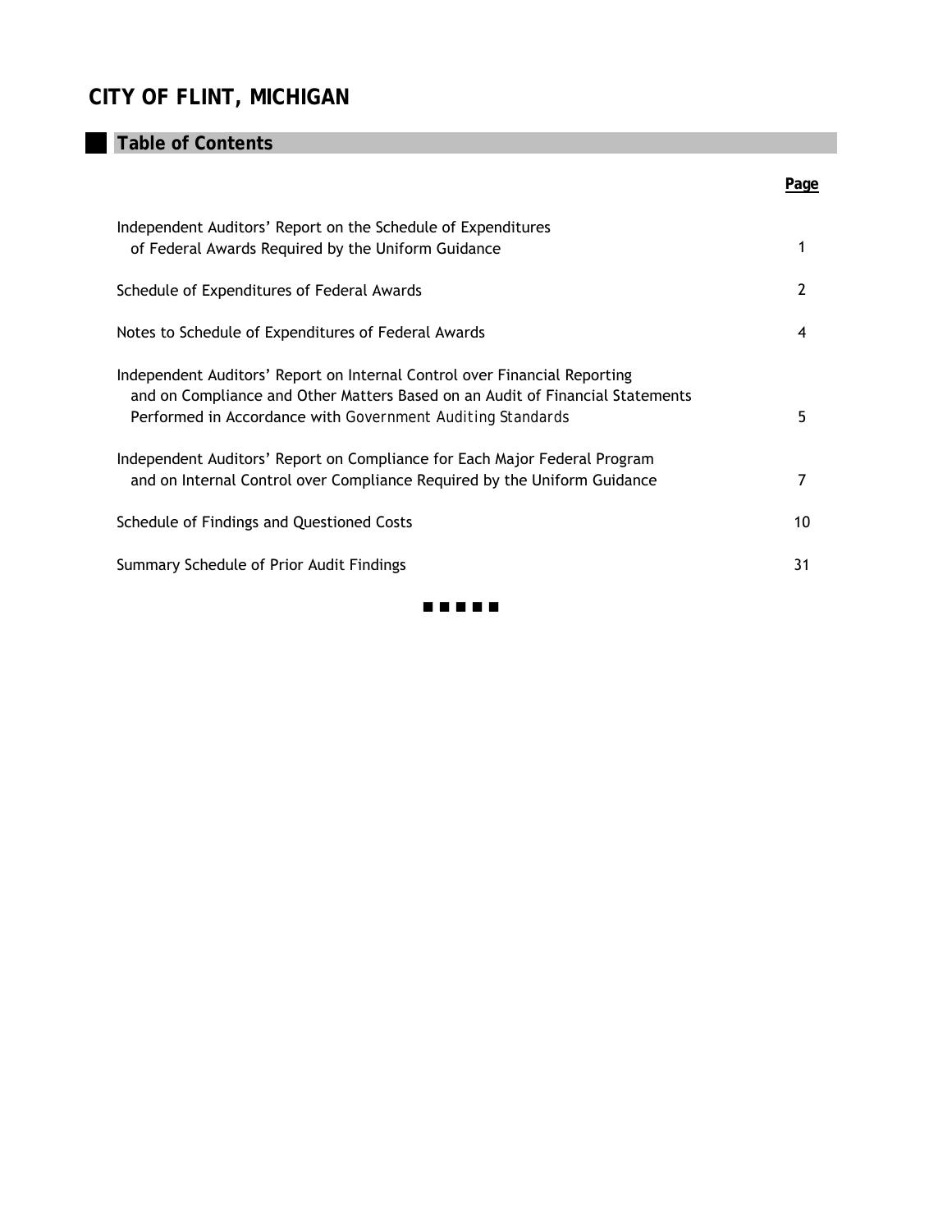# CITY OF FLINT, MICHIGAN

## Table of Contents

| | Page |
|---|---|
| Independent Auditors' Report on the Schedule of Expenditures of Federal Awards Required by the Uniform Guidance | 1 |
| Schedule of Expenditures of Federal Awards | 2 |
| Notes to Schedule of Expenditures of Federal Awards | 4 |
| Independent Auditors' Report on Internal Control over Financial Reporting and on Compliance and Other Matters Based on an Audit of Financial Statements Performed in Accordance with *Government Auditing Standards* | 5 |
| Independent Auditors' Report on Compliance for Each Major Federal Program and on Internal Control over Compliance Required by the Uniform Guidance | 7 |
| Schedule of Findings and Questioned Costs | 10 |
| Summary Schedule of Prior Audit Findings | 31 |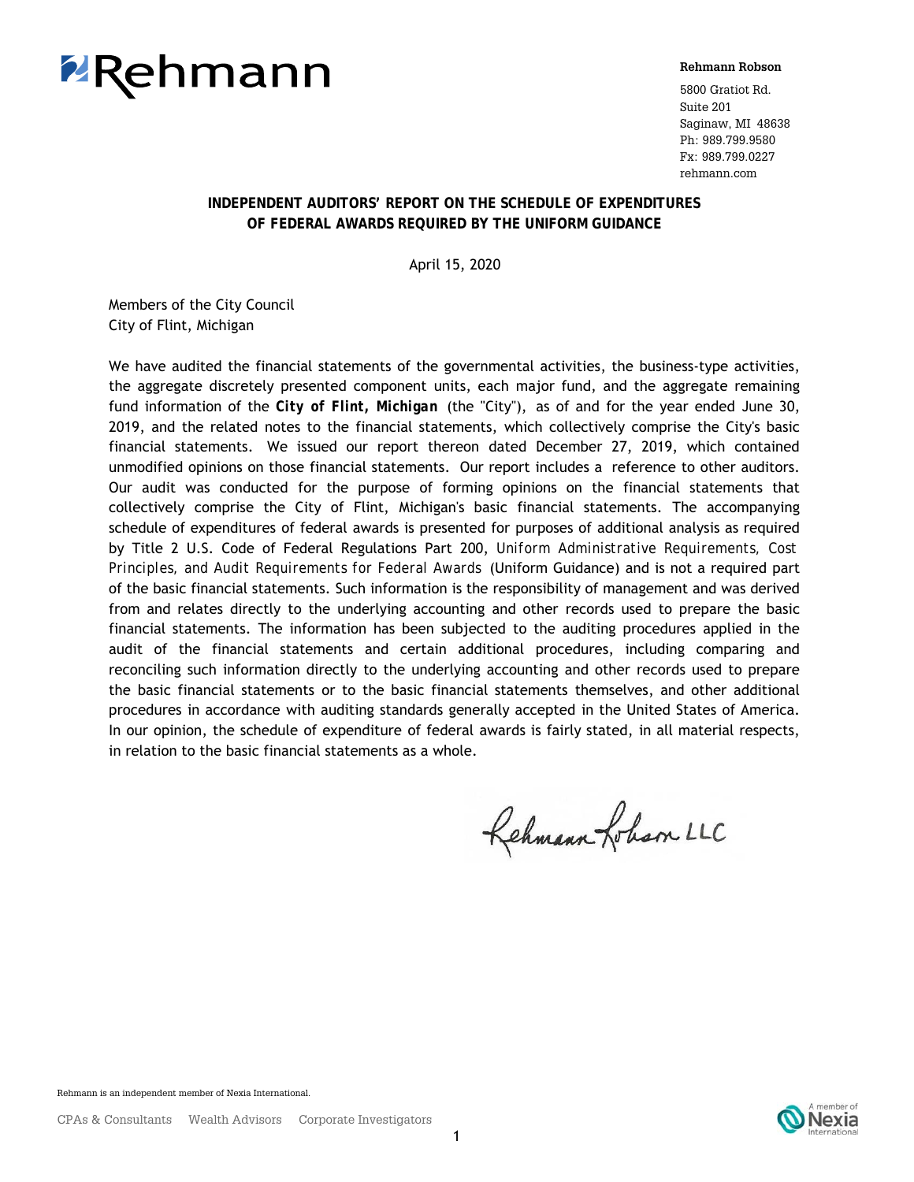Rehmann Robson
5800 Gratiot Rd.
Suite 201
Saginaw, MI 48638
Ph: 989.799.9580
Fx: 989.799.0227
rehmann.com

## INDEPENDENT AUDITORS' REPORT ON THE SCHEDULE OF EXPENDITURES OF FEDERAL AWARDS REQUIRED BY THE UNIFORM GUIDANCE

April 15, 2020

Members of the City Council
City of Flint, Michigan

We have audited the financial statements of the governmental activities, the business-type activities, the aggregate discretely presented component units, each major fund, and the aggregate remaining fund information of the **City of Flint, Michigan** (the "City"), as of and for the year ended June 30, 2019, and the related notes to the financial statements, which collectively comprise the City's basic financial statements. We issued our report thereon dated December 27, 2019, which contained unmodified opinions on those financial statements. Our report includes a reference to other auditors. Our audit was conducted for the purpose of forming opinions on the financial statements that collectively comprise the City of Flint, Michigan's basic financial statements. The accompanying schedule of expenditures of federal awards is presented for purposes of additional analysis as required by Title 2 U.S. Code of Federal Regulations Part 200, *Uniform Administrative Requirements, Cost Principles, and Audit Requirements for Federal Awards* (Uniform Guidance) and is not a required part of the basic financial statements. Such information is the responsibility of management and was derived from and relates directly to the underlying accounting and other records used to prepare the basic financial statements. The information has been subjected to the auditing procedures applied in the audit of the financial statements and certain additional procedures, including comparing and reconciling such information directly to the underlying accounting and other records used to prepare the basic financial statements or to the basic financial statements themselves, and other additional procedures in accordance with auditing standards generally accepted in the United States of America. In our opinion, the schedule of expenditure of federal awards is fairly stated, in all material respects, in relation to the basic financial statements as a whole.

Rehmann Robson LLC

Rehmann is an independent member of Nexia International.

CPAs & Consultants Wealth Advisors Corporate Investigators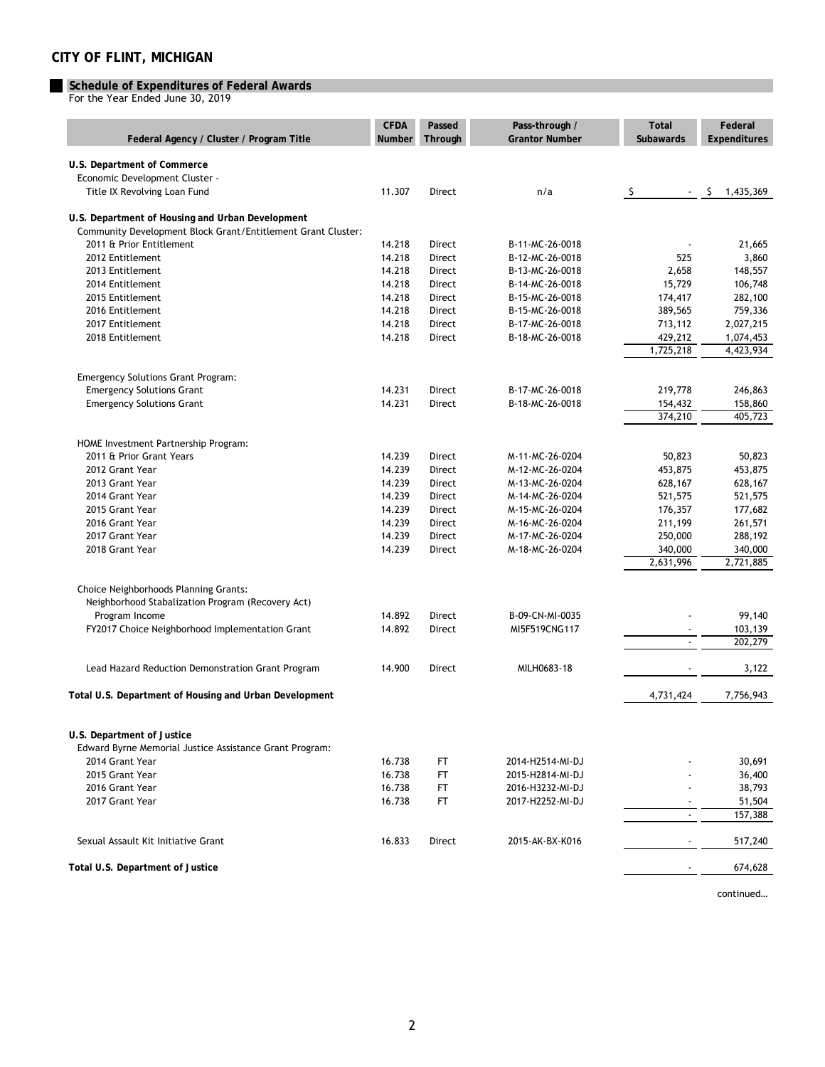# CITY OF FLINT, MICHIGAN

## Schedule of Expenditures of Federal Awards

For the Year Ended June 30, 2019

| Federal Agency / Cluster / Program Title | CFDA Number | Passed Through | Pass-through / Grantor Number | Total Subawards | Federal Expenditures |
|---|---|---|---|---|---|
| **U.S. Department of Commerce** | | | | | |
| Economic Development Cluster - | | | | | |
| Title IX Revolving Loan Fund | 11.307 | Direct | n/a | $ - | $ 1,435,369 |
| | | | | | |
| **U.S. Department of Housing and Urban Development** | | | | | |
| Community Development Block Grant/Entitlement Grant Cluster: | | | | | |
| 2011 & Prior Entitlement | 14.218 | Direct | B-11-MC-26-0018 | - | 21,665 |
| 2012 Entitlement | 14.218 | Direct | B-12-MC-26-0018 | 525 | 3,860 |
| 2013 Entitlement | 14.218 | Direct | B-13-MC-26-0018 | 2,658 | 148,557 |
| 2014 Entitlement | 14.218 | Direct | B-14-MC-26-0018 | 15,729 | 106,748 |
| 2015 Entitlement | 14.218 | Direct | B-15-MC-26-0018 | 174,417 | 282,100 |
| 2016 Entitlement | 14.218 | Direct | B-15-MC-26-0018 | 389,565 | 759,336 |
| 2017 Entitlement | 14.218 | Direct | B-17-MC-26-0018 | 713,112 | 2,027,215 |
| 2018 Entitlement | 14.218 | Direct | B-18-MC-26-0018 | 429,212 | 1,074,453 |
| | | | | 1,725,218 | 4,423,934 |
| | | | | | |
| Emergency Solutions Grant Program: | | | | | |
| Emergency Solutions Grant | 14.231 | Direct | B-17-MC-26-0018 | 219,778 | 246,863 |
| Emergency Solutions Grant | 14.231 | Direct | B-18-MC-26-0018 | 154,432 | 158,860 |
| | | | | 374,210 | 405,723 |
| | | | | | |
| HOME Investment Partnership Program: | | | | | |
| 2011 & Prior Grant Years | 14.239 | Direct | M-11-MC-26-0204 | 50,823 | 50,823 |
| 2012 Grant Year | 14.239 | Direct | M-12-MC-26-0204 | 453,875 | 453,875 |
| 2013 Grant Year | 14.239 | Direct | M-13-MC-26-0204 | 628,167 | 628,167 |
| 2014 Grant Year | 14.239 | Direct | M-14-MC-26-0204 | 521,575 | 521,575 |
| 2015 Grant Year | 14.239 | Direct | M-15-MC-26-0204 | 176,357 | 177,682 |
| 2016 Grant Year | 14.239 | Direct | M-16-MC-26-0204 | 211,199 | 261,571 |
| 2017 Grant Year | 14.239 | Direct | M-17-MC-26-0204 | 250,000 | 288,192 |
| 2018 Grant Year | 14.239 | Direct | M-18-MC-26-0204 | 340,000 | 340,000 |
| | | | | 2,631,996 | 2,721,885 |
| | | | | | |
| Choice Neighborhoods Planning Grants: | | | | | |
| Neighborhood Stabalization Program (Recovery Act) Program Income | 14.892 | Direct | B-09-CN-MI-0035 | - | 99,140 |
| FY2017 Choice Neighborhood Implementation Grant | 14.892 | Direct | MI5F519CNG117 | - | 103,139 |
| | | | | - | 202,279 |
| | | | | | |
| Lead Hazard Reduction Demonstration Grant Program | 14.900 | Direct | MILH0683-18 | - | 3,122 |
| | | | | | |
| **Total U.S. Department of Housing and Urban Development** | | | | 4,731,424 | 7,756,943 |
| | | | | | |
| **U.S. Department of Justice** | | | | | |
| Edward Byrne Memorial Justice Assistance Grant Program: | | | | | |
| 2014 Grant Year | 16.738 | FT | 2014-H2514-MI-DJ | - | 30,691 |
| 2015 Grant Year | 16.738 | FT | 2015-H2814-MI-DJ | - | 36,400 |
| 2016 Grant Year | 16.738 | FT | 2016-H3232-MI-DJ | - | 38,793 |
| 2017 Grant Year | 16.738 | FT | 2017-H2252-MI-DJ | - | 51,504 |
| | | | | - | 157,388 |
| | | | | | |
| Sexual Assault Kit Initiative Grant | 16.833 | Direct | 2015-AK-BX-K016 | - | 517,240 |
| | | | | | |
| **Total U.S. Department of Justice** | | | | - | 674,628 |

continued...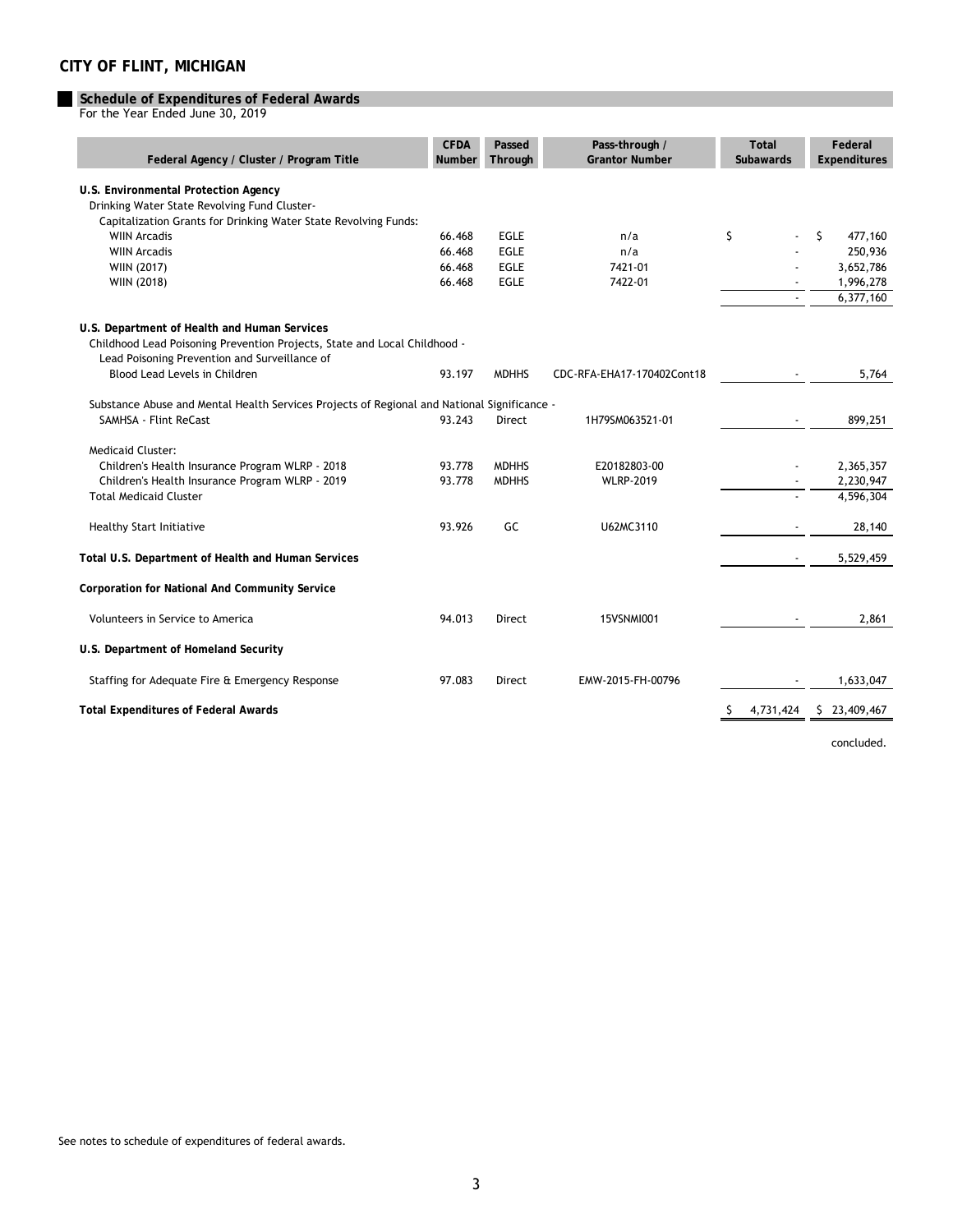# CITY OF FLINT, MICHIGAN

## Schedule of Expenditures of Federal Awards

For the Year Ended June 30, 2019

| Federal Agency / Cluster / Program Title | CFDA Number | Passed Through | Pass-through / Grantor Number | Total Subawards | Federal Expenditures |
|---|---|---|---|---|---|
| **U.S. Environmental Protection Agency** | | | | | |
| Drinking Water State Revolving Fund Cluster- | | | | | |
| Capitalization Grants for Drinking Water State Revolving Funds: | | | | | |
| WIIN Arcadis | 66.468 | EGLE | n/a | $ - | $ 477,160 |
| WIIN Arcadis | 66.468 | EGLE | n/a | - | 250,936 |
| WIIN (2017) | 66.468 | EGLE | 7421-01 | - | 3,652,786 |
| WIIN (2018) | 66.468 | EGLE | 7422-01 | - | 1,996,278 |
| | | | | - | 6,377,160 |
| **U.S. Department of Health and Human Services** | | | | | |
| Childhood Lead Poisoning Prevention Projects, State and Local Childhood - Lead Poisoning Prevention and Surveillance of Blood Lead Levels in Children | 93.197 | MDHHS | CDC-RFA-EHA17-170402Cont18 | - | 5,764 |
| Substance Abuse and Mental Health Services Projects of Regional and National Significance - SAMHSA - Flint ReCast | 93.243 | Direct | 1H79SM063521-01 | - | 899,251 |
| Medicaid Cluster: | | | | | |
| Children's Health Insurance Program WLRP - 2018 | 93.778 | MDHHS | E20182803-00 | - | 2,365,357 |
| Children's Health Insurance Program WLRP - 2019 | 93.778 | MDHHS | WLRP-2019 | - | 2,230,947 |
| Total Medicaid Cluster | | | | - | 4,596,304 |
| Healthy Start Initiative | 93.926 | GC | U62MC3110 | - | 28,140 |
| **Total U.S. Department of Health and Human Services** | | | | - | 5,529,459 |
| **Corporation for National And Community Service** | | | | | |
| Volunteers in Service to America | 94.013 | Direct | 15VSNMI001 | - | 2,861 |
| **U.S. Department of Homeland Security** | | | | | |
| Staffing for Adequate Fire & Emergency Response | 97.083 | Direct | EMW-2015-FH-00796 | - | 1,633,047 |
| **Total Expenditures of Federal Awards** | | | | $ 4,731,424 | $ 23,409,467 |

concluded.

See notes to schedule of expenditures of federal awards.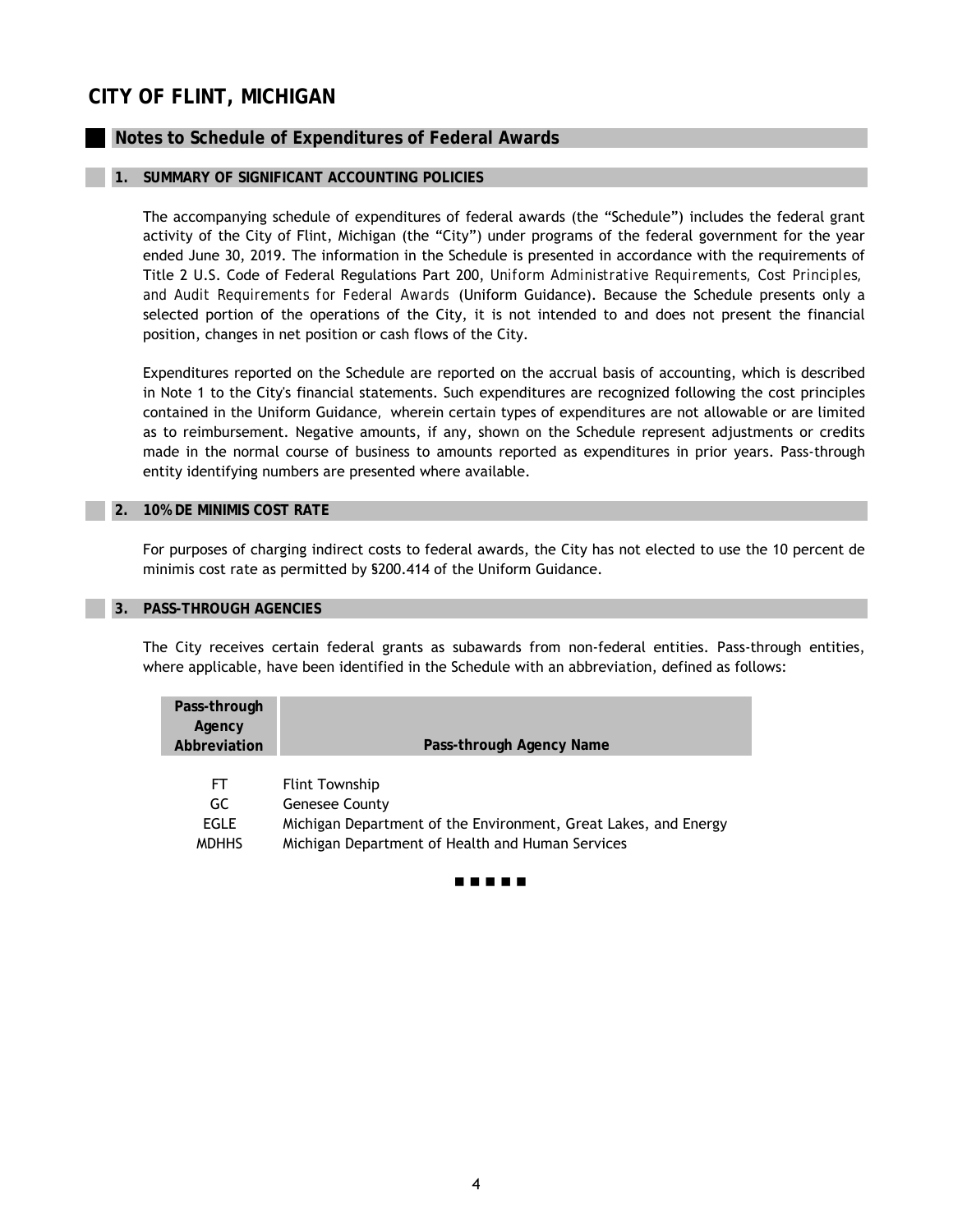# CITY OF FLINT, MICHIGAN

## Notes to Schedule of Expenditures of Federal Awards

### 1. SUMMARY OF SIGNIFICANT ACCOUNTING POLICIES

The accompanying schedule of expenditures of federal awards (the "Schedule") includes the federal grant activity of the City of Flint, Michigan (the "City") under programs of the federal government for the year ended June 30, 2019. The information in the Schedule is presented in accordance with the requirements of Title 2 U.S. Code of Federal Regulations Part 200, *Uniform Administrative Requirements, Cost Principles, and Audit Requirements for Federal Awards* (Uniform Guidance). Because the Schedule presents only a selected portion of the operations of the City, it is not intended to and does not present the financial position, changes in net position or cash flows of the City.

Expenditures reported on the Schedule are reported on the accrual basis of accounting, which is described in Note 1 to the City's financial statements. Such expenditures are recognized following the cost principles contained in the Uniform Guidance, wherein certain types of expenditures are not allowable or are limited as to reimbursement. Negative amounts, if any, shown on the Schedule represent adjustments or credits made in the normal course of business to amounts reported as expenditures in prior years. Pass-through entity identifying numbers are presented where available.

### 2. 10% DE MINIMIS COST RATE

For purposes of charging indirect costs to federal awards, the City has not elected to use the 10 percent de minimis cost rate as permitted by §200.414 of the Uniform Guidance.

### 3. PASS-THROUGH AGENCIES

The City receives certain federal grants as subawards from non-federal entities. Pass-through entities, where applicable, have been identified in the Schedule with an abbreviation, defined as follows:

| Pass-through Agency Abbreviation | Pass-through Agency Name |
|---|---|
| FT | Flint Township |
| GC | Genesee County |
| EGLE | Michigan Department of the Environment, Great Lakes, and Energy |
| MDHHS | Michigan Department of Health and Human Services |

■ ■ ■ ■ ■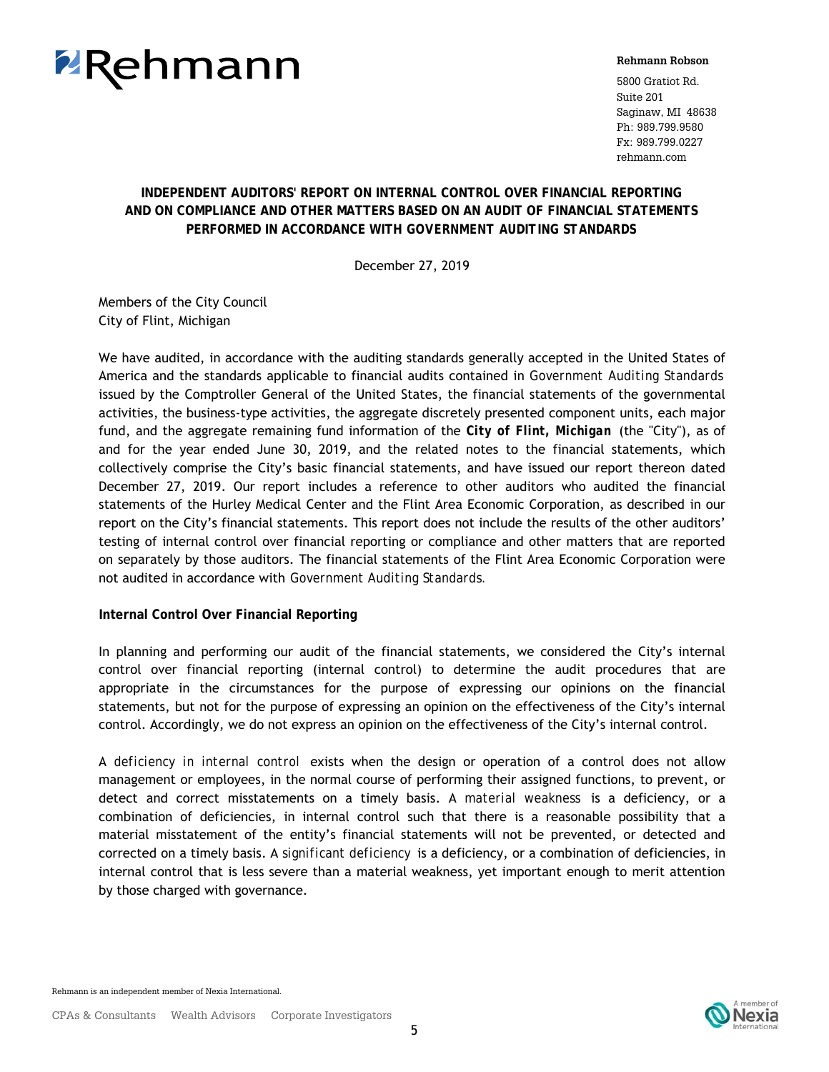Rehmann

**Rehmann Robson**

5800 Gratiot Rd.
Suite 201
Saginaw, MI 48638
Ph: 989.799.9580
Fx: 989.799.0227
rehmann.com

## INDEPENDENT AUDITORS' REPORT ON INTERNAL CONTROL OVER FINANCIAL REPORTING AND ON COMPLIANCE AND OTHER MATTERS BASED ON AN AUDIT OF FINANCIAL STATEMENTS PERFORMED IN ACCORDANCE WITH GOVERNMENT AUDITING STANDARDS

December 27, 2019

Members of the City Council
City of Flint, Michigan

We have audited, in accordance with the auditing standards generally accepted in the United States of America and the standards applicable to financial audits contained in *Government Auditing Standards* issued by the Comptroller General of the United States, the financial statements of the governmental activities, the business-type activities, the aggregate discretely presented component units, each major fund, and the aggregate remaining fund information of the **City of Flint, Michigan** (the "City"), as of and for the year ended June 30, 2019, and the related notes to the financial statements, which collectively comprise the City's basic financial statements, and have issued our report thereon dated December 27, 2019. Our report includes a reference to other auditors who audited the financial statements of the Hurley Medical Center and the Flint Area Economic Corporation, as described in our report on the City's financial statements. This report does not include the results of the other auditors' testing of internal control over financial reporting or compliance and other matters that are reported on separately by those auditors. The financial statements of the Flint Area Economic Corporation were not audited in accordance with *Government Auditing Standards*.

**Internal Control Over Financial Reporting**

In planning and performing our audit of the financial statements, we considered the City's internal control over financial reporting (internal control) to determine the audit procedures that are appropriate in the circumstances for the purpose of expressing our opinions on the financial statements, but not for the purpose of expressing an opinion on the effectiveness of the City's internal control. Accordingly, we do not express an opinion on the effectiveness of the City's internal control.

A *deficiency in internal control* exists when the design or operation of a control does not allow management or employees, in the normal course of performing their assigned functions, to prevent, or detect and correct misstatements on a timely basis. A *material weakness* is a deficiency, or a combination of deficiencies, in internal control such that there is a reasonable possibility that a material misstatement of the entity's financial statements will not be prevented, or detected and corrected on a timely basis. A *significant deficiency* is a deficiency, or a combination of deficiencies, in internal control that is less severe than a material weakness, yet important enough to merit attention by those charged with governance.

Rehmann is an independent member of Nexia International.

CPAs & Consultants    Wealth Advisors    Corporate Investigators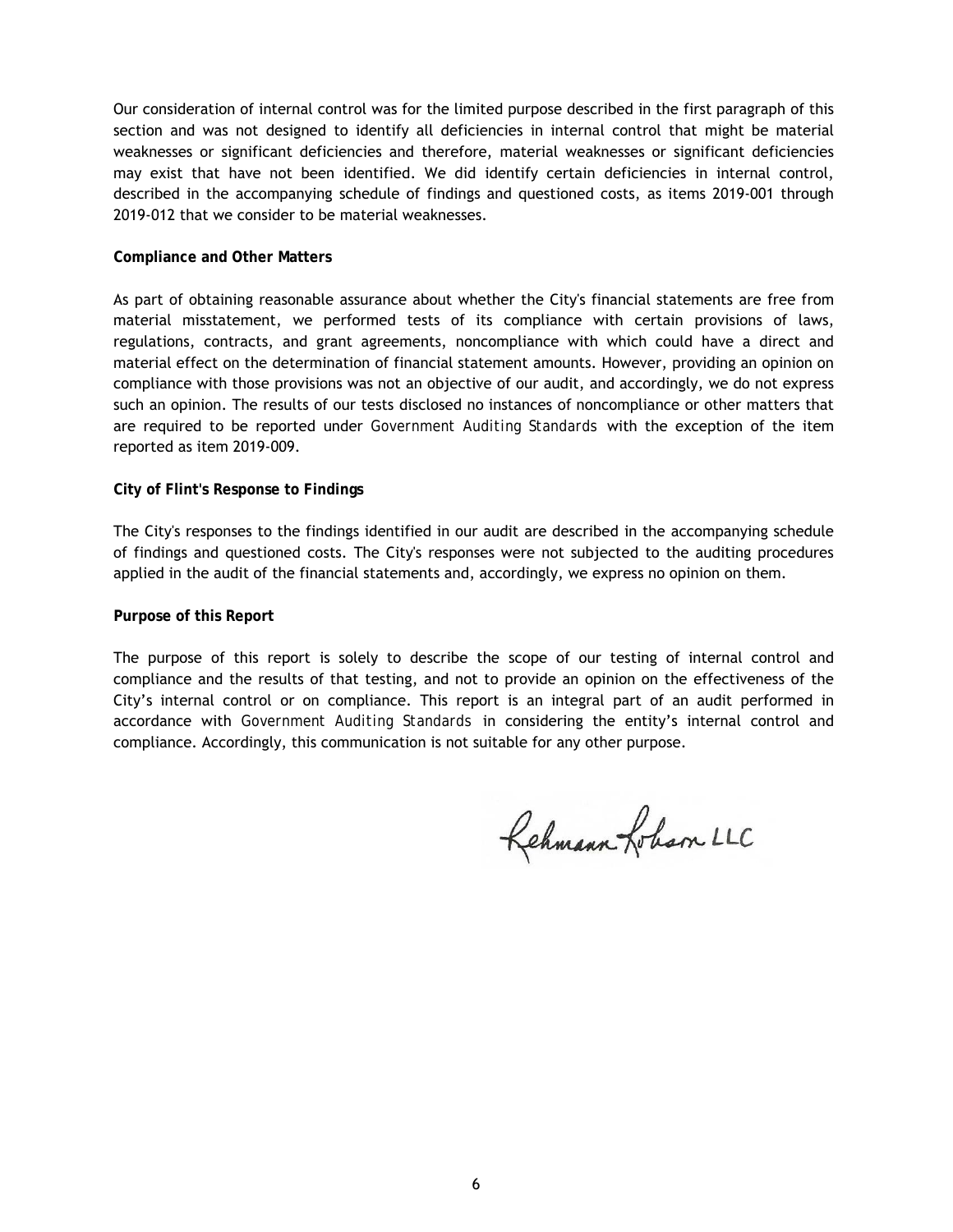Our consideration of internal control was for the limited purpose described in the first paragraph of this section and was not designed to identify all deficiencies in internal control that might be material weaknesses or significant deficiencies and therefore, material weaknesses or significant deficiencies may exist that have not been identified. We did identify certain deficiencies in internal control, described in the accompanying schedule of findings and questioned costs, as items 2019-001 through 2019-012 that we consider to be material weaknesses.

**Compliance and Other Matters**

As part of obtaining reasonable assurance about whether the City's financial statements are free from material misstatement, we performed tests of its compliance with certain provisions of laws, regulations, contracts, and grant agreements, noncompliance with which could have a direct and material effect on the determination of financial statement amounts. However, providing an opinion on compliance with those provisions was not an objective of our audit, and accordingly, we do not express such an opinion. The results of our tests disclosed no instances of noncompliance or other matters that are required to be reported under *Government Auditing Standards* with the exception of the item reported as item 2019-009.

**City of Flint's Response to Findings**

The City's responses to the findings identified in our audit are described in the accompanying schedule of findings and questioned costs. The City's responses were not subjected to the auditing procedures applied in the audit of the financial statements and, accordingly, we express no opinion on them.

**Purpose of this Report**

The purpose of this report is solely to describe the scope of our testing of internal control and compliance and the results of that testing, and not to provide an opinion on the effectiveness of the City's internal control or on compliance. This report is an integral part of an audit performed in accordance with *Government Auditing Standards* in considering the entity's internal control and compliance. Accordingly, this communication is not suitable for any other purpose.

Rehmann Robson LLC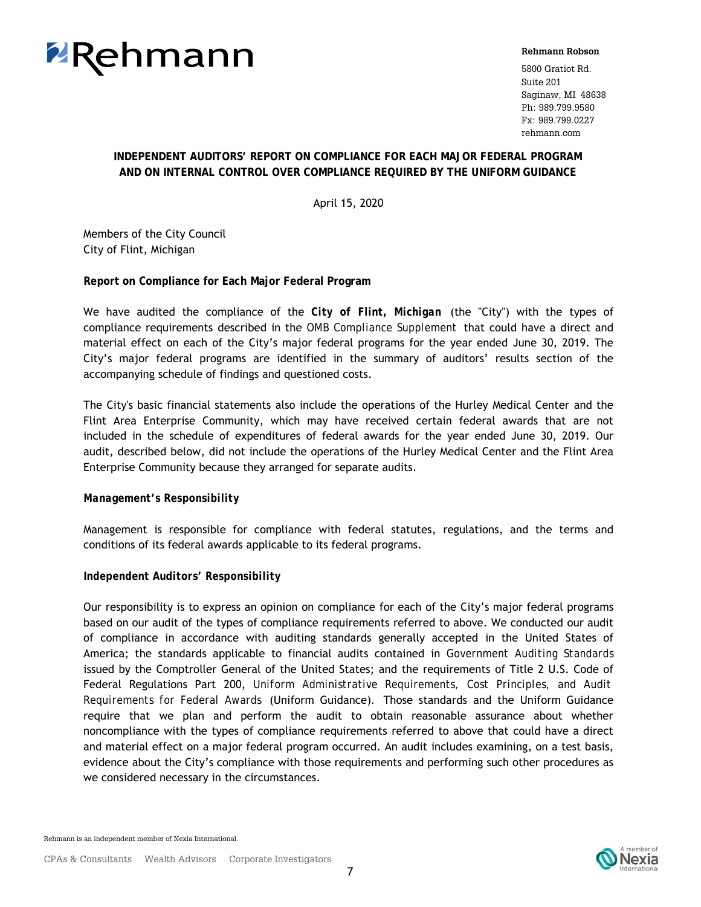Rehmann

**Rehmann Robson**

5800 Gratiot Rd.
Suite 201
Saginaw, MI 48638
Ph: 989.799.9580
Fx: 989.799.0227
rehmann.com

## INDEPENDENT AUDITORS' REPORT ON COMPLIANCE FOR EACH MAJOR FEDERAL PROGRAM AND ON INTERNAL CONTROL OVER COMPLIANCE REQUIRED BY THE UNIFORM GUIDANCE

April 15, 2020

Members of the City Council
City of Flint, Michigan

**Report on Compliance for Each Major Federal Program**

We have audited the compliance of the **City of Flint, Michigan** (the "City") with the types of compliance requirements described in the *OMB Compliance Supplement* that could have a direct and material effect on each of the City's major federal programs for the year ended June 30, 2019. The City's major federal programs are identified in the summary of auditors' results section of the accompanying schedule of findings and questioned costs.

The City's basic financial statements also include the operations of the Hurley Medical Center and the Flint Area Enterprise Community, which may have received certain federal awards that are not included in the schedule of expenditures of federal awards for the year ended June 30, 2019. Our audit, described below, did not include the operations of the Hurley Medical Center and the Flint Area Enterprise Community because they arranged for separate audits.

***Management's Responsibility***

Management is responsible for compliance with federal statutes, regulations, and the terms and conditions of its federal awards applicable to its federal programs.

***Independent Auditors' Responsibility***

Our responsibility is to express an opinion on compliance for each of the City's major federal programs based on our audit of the types of compliance requirements referred to above. We conducted our audit of compliance in accordance with auditing standards generally accepted in the United States of America; the standards applicable to financial audits contained in *Government Auditing Standards* issued by the Comptroller General of the United States; and the requirements of Title 2 U.S. Code of Federal Regulations Part 200, *Uniform Administrative Requirements, Cost Principles, and Audit Requirements for Federal Awards* (Uniform Guidance). Those standards and the Uniform Guidance require that we plan and perform the audit to obtain reasonable assurance about whether noncompliance with the types of compliance requirements referred to above that could have a direct and material effect on a major federal program occurred. An audit includes examining, on a test basis, evidence about the City's compliance with those requirements and performing such other procedures as we considered necessary in the circumstances.

Rehmann is an independent member of Nexia International.

CPAs & Consultants    Wealth Advisors    Corporate Investigators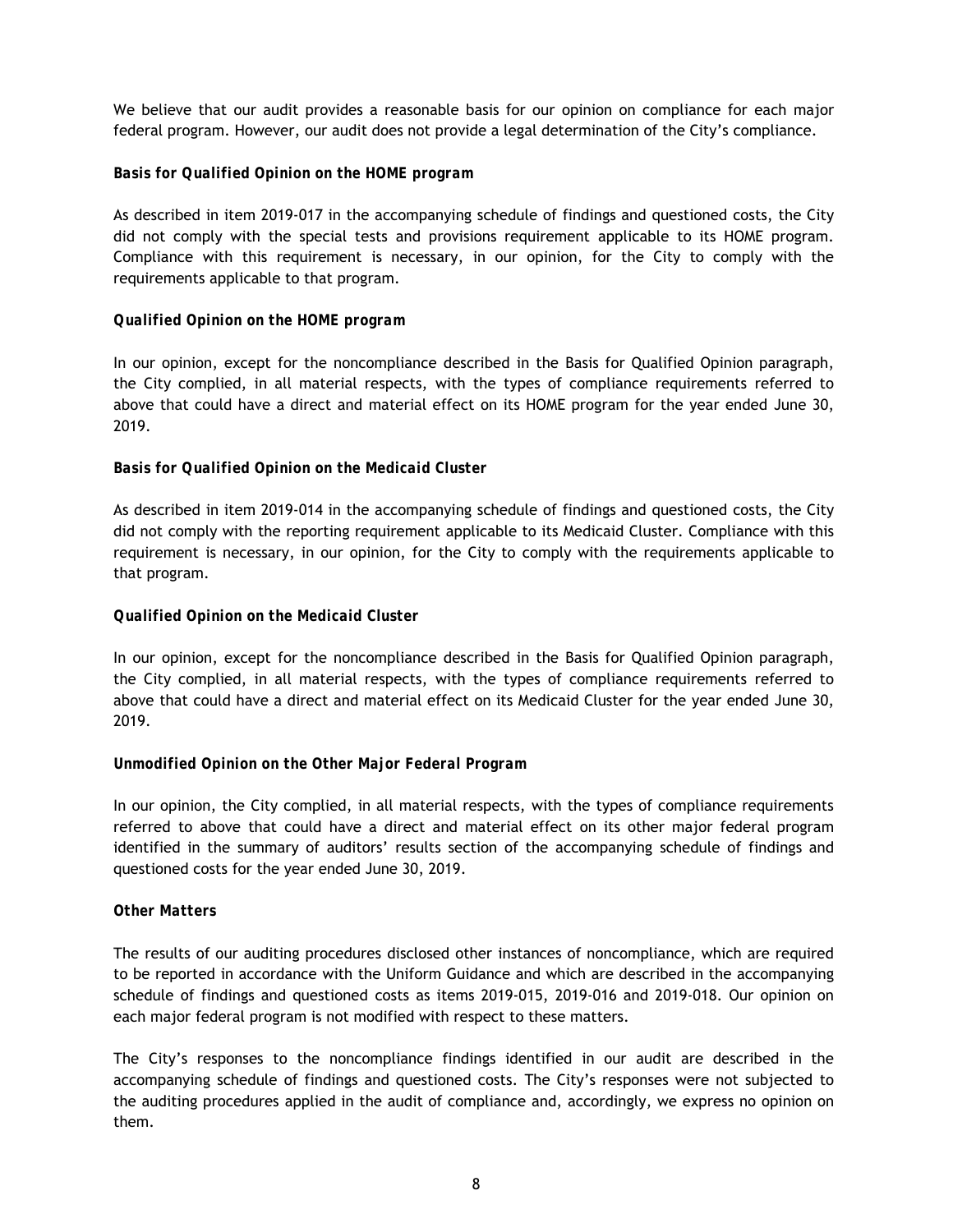We believe that our audit provides a reasonable basis for our opinion on compliance for each major federal program. However, our audit does not provide a legal determination of the City's compliance.

***Basis for Qualified Opinion on the HOME program***

As described in item 2019-017 in the accompanying schedule of findings and questioned costs, the City did not comply with the special tests and provisions requirement applicable to its HOME program. Compliance with this requirement is necessary, in our opinion, for the City to comply with the requirements applicable to that program.

***Qualified Opinion on the HOME program***

In our opinion, except for the noncompliance described in the Basis for Qualified Opinion paragraph, the City complied, in all material respects, with the types of compliance requirements referred to above that could have a direct and material effect on its HOME program for the year ended June 30, 2019.

***Basis for Qualified Opinion on the Medicaid Cluster***

As described in item 2019-014 in the accompanying schedule of findings and questioned costs, the City did not comply with the reporting requirement applicable to its Medicaid Cluster. Compliance with this requirement is necessary, in our opinion, for the City to comply with the requirements applicable to that program.

***Qualified Opinion on the Medicaid Cluster***

In our opinion, except for the noncompliance described in the Basis for Qualified Opinion paragraph, the City complied, in all material respects, with the types of compliance requirements referred to above that could have a direct and material effect on its Medicaid Cluster for the year ended June 30, 2019.

***Unmodified Opinion on the Other Major Federal Program***

In our opinion, the City complied, in all material respects, with the types of compliance requirements referred to above that could have a direct and material effect on its other major federal program identified in the summary of auditors' results section of the accompanying schedule of findings and questioned costs for the year ended June 30, 2019.

***Other Matters***

The results of our auditing procedures disclosed other instances of noncompliance, which are required to be reported in accordance with the Uniform Guidance and which are described in the accompanying schedule of findings and questioned costs as items 2019-015, 2019-016 and 2019-018. Our opinion on each major federal program is not modified with respect to these matters.

The City's responses to the noncompliance findings identified in our audit are described in the accompanying schedule of findings and questioned costs. The City's responses were not subjected to the auditing procedures applied in the audit of compliance and, accordingly, we express no opinion on them.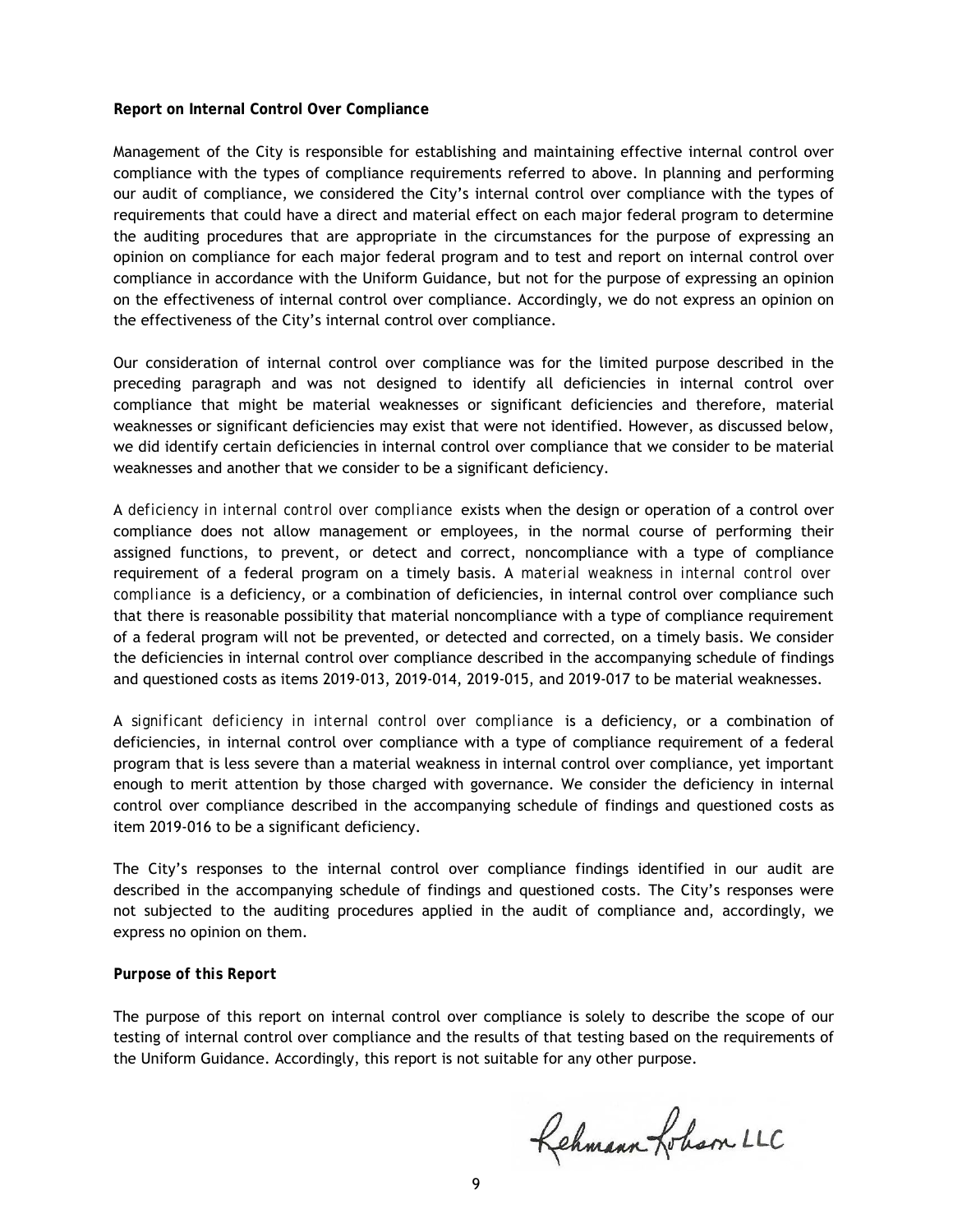**Report on Internal Control Over Compliance**

Management of the City is responsible for establishing and maintaining effective internal control over compliance with the types of compliance requirements referred to above. In planning and performing our audit of compliance, we considered the City's internal control over compliance with the types of requirements that could have a direct and material effect on each major federal program to determine the auditing procedures that are appropriate in the circumstances for the purpose of expressing an opinion on compliance for each major federal program and to test and report on internal control over compliance in accordance with the Uniform Guidance, but not for the purpose of expressing an opinion on the effectiveness of internal control over compliance. Accordingly, we do not express an opinion on the effectiveness of the City's internal control over compliance.

Our consideration of internal control over compliance was for the limited purpose described in the preceding paragraph and was not designed to identify all deficiencies in internal control over compliance that might be material weaknesses or significant deficiencies and therefore, material weaknesses or significant deficiencies may exist that were not identified. However, as discussed below, we did identify certain deficiencies in internal control over compliance that we consider to be material weaknesses and another that we consider to be a significant deficiency.

A *deficiency in internal control over compliance* exists when the design or operation of a control over compliance does not allow management or employees, in the normal course of performing their assigned functions, to prevent, or detect and correct, noncompliance with a type of compliance requirement of a federal program on a timely basis. A *material weakness in internal control over compliance* is a deficiency, or a combination of deficiencies, in internal control over compliance such that there is reasonable possibility that material noncompliance with a type of compliance requirement of a federal program will not be prevented, or detected and corrected, on a timely basis. We consider the deficiencies in internal control over compliance described in the accompanying schedule of findings and questioned costs as items 2019-013, 2019-014, 2019-015, and 2019-017 to be material weaknesses.

A *significant deficiency in internal control over compliance* is a deficiency, or a combination of deficiencies, in internal control over compliance with a type of compliance requirement of a federal program that is less severe than a material weakness in internal control over compliance, yet important enough to merit attention by those charged with governance. We consider the deficiency in internal control over compliance described in the accompanying schedule of findings and questioned costs as item 2019-016 to be a significant deficiency.

The City's responses to the internal control over compliance findings identified in our audit are described in the accompanying schedule of findings and questioned costs. The City's responses were not subjected to the auditing procedures applied in the audit of compliance and, accordingly, we express no opinion on them.

**Purpose of this Report**

The purpose of this report on internal control over compliance is solely to describe the scope of our testing of internal control over compliance and the results of that testing based on the requirements of the Uniform Guidance. Accordingly, this report is not suitable for any other purpose.

Rehmann Robson LLC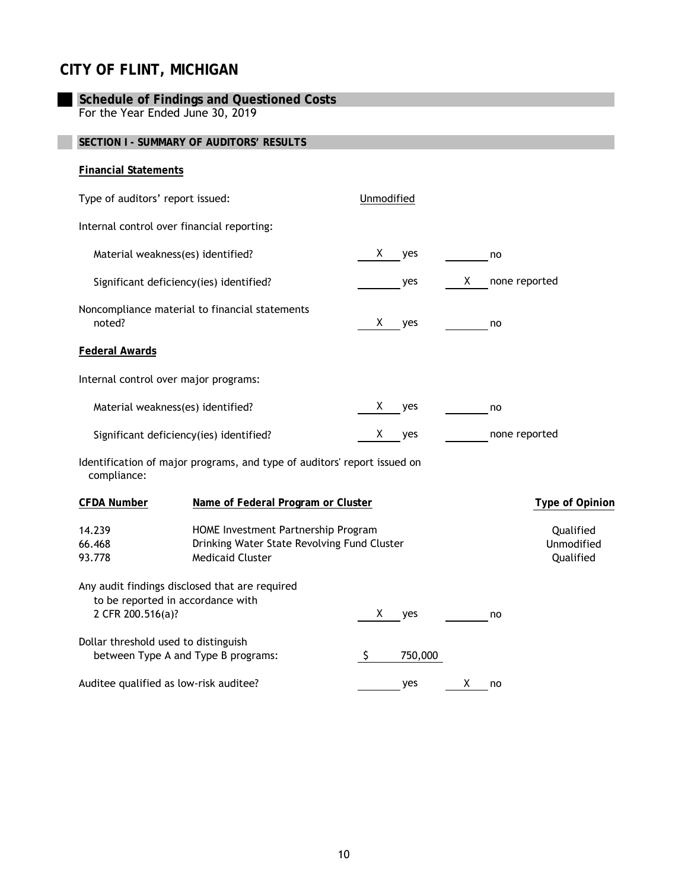# CITY OF FLINT, MICHIGAN

## Schedule of Findings and Questioned Costs

For the Year Ended June 30, 2019

### SECTION I - SUMMARY OF AUDITORS' RESULTS

**Financial Statements**

Type of auditors' report issued: Unmodified

Internal control over financial reporting:

| | | |
|---|---|---|
| Material weakness(es) identified? | X yes | ___ no |
| Significant deficiency(ies) identified? | ___ yes | X none reported |
| Noncompliance material to financial statements noted? | X yes | ___ no |

**Federal Awards**

Internal control over major programs:

| | | |
|---|---|---|
| Material weakness(es) identified? | X yes | ___ no |
| Significant deficiency(ies) identified? | X yes | ___ none reported |

Identification of major programs, and type of auditors' report issued on compliance:

| CFDA Number | Name of Federal Program or Cluster | Type of Opinion |
|---|---|---|
| 14.239 | HOME Investment Partnership Program | Qualified |
| 66.468 | Drinking Water State Revolving Fund Cluster | Unmodified |
| 93.778 | Medicaid Cluster | Qualified |

| | | |
|---|---|---|
| Any audit findings disclosed that are required to be reported in accordance with 2 CFR 200.516(a)? | X yes | ___ no |
| Dollar threshold used to distinguish between Type A and Type B programs: | $ 750,000 | |
| Auditee qualified as low-risk auditee? | ___ yes | X no |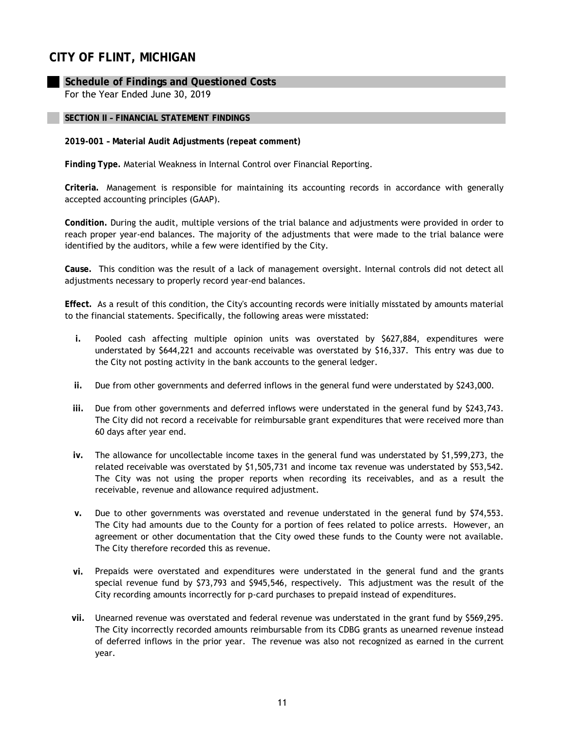# CITY OF FLINT, MICHIGAN

## Schedule of Findings and Questioned Costs

For the Year Ended June 30, 2019

### SECTION II – FINANCIAL STATEMENT FINDINGS

**2019-001 – Material Audit Adjustments (repeat comment)**

**Finding Type.** Material Weakness in Internal Control over Financial Reporting.

**Criteria.** Management is responsible for maintaining its accounting records in accordance with generally accepted accounting principles (GAAP).

**Condition.** During the audit, multiple versions of the trial balance and adjustments were provided in order to reach proper year-end balances. The majority of the adjustments that were made to the trial balance were identified by the auditors, while a few were identified by the City.

**Cause.** This condition was the result of a lack of management oversight. Internal controls did not detect all adjustments necessary to properly record year-end balances.

**Effect.** As a result of this condition, the City's accounting records were initially misstated by amounts material to the financial statements. Specifically, the following areas were misstated:

- **i.** Pooled cash affecting multiple opinion units was overstated by $627,884, expenditures were understated by $644,221 and accounts receivable was overstated by $16,337. This entry was due to the City not posting activity in the bank accounts to the general ledger.

- **ii.** Due from other governments and deferred inflows in the general fund were understated by $243,000.

- **iii.** Due from other governments and deferred inflows were understated in the general fund by $243,743. The City did not record a receivable for reimbursable grant expenditures that were received more than 60 days after year end.

- **iv.** The allowance for uncollectable income taxes in the general fund was understated by $1,599,273, the related receivable was overstated by $1,505,731 and income tax revenue was understated by $53,542. The City was not using the proper reports when recording its receivables, and as a result the receivable, revenue and allowance required adjustment.

- **v.** Due to other governments was overstated and revenue understated in the general fund by $74,553. The City had amounts due to the County for a portion of fees related to police arrests. However, an agreement or other documentation that the City owed these funds to the County were not available. The City therefore recorded this as revenue.

- **vi.** Prepaids were overstated and expenditures were understated in the general fund and the grants special revenue fund by $73,793 and $945,546, respectively. This adjustment was the result of the City recording amounts incorrectly for p-card purchases to prepaid instead of expenditures.

- **vii.** Unearned revenue was overstated and federal revenue was understated in the grant fund by $569,295. The City incorrectly recorded amounts reimbursable from its CDBG grants as unearned revenue instead of deferred inflows in the prior year. The revenue was also not recognized as earned in the current year.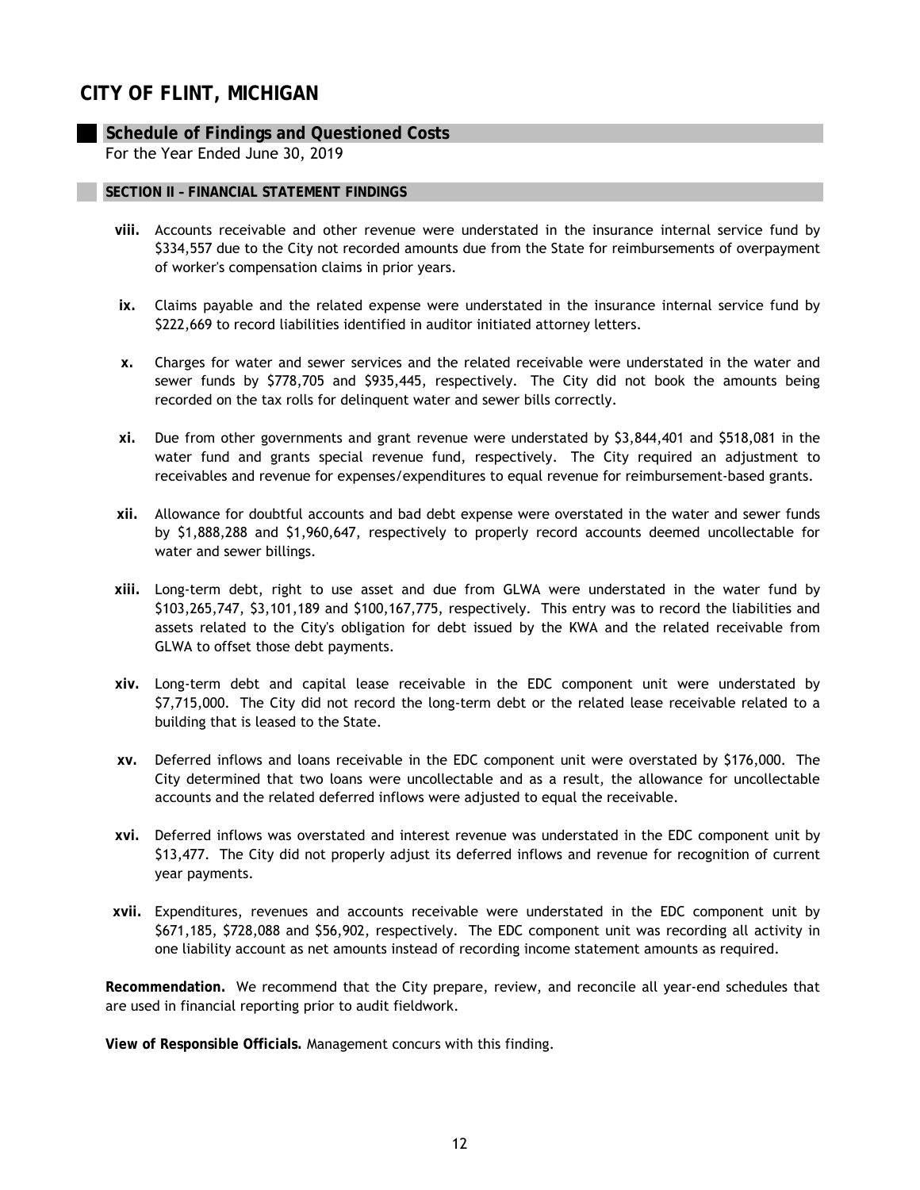# CITY OF FLINT, MICHIGAN

## Schedule of Findings and Questioned Costs

For the Year Ended June 30, 2019

### SECTION II – FINANCIAL STATEMENT FINDINGS

**viii.** Accounts receivable and other revenue were understated in the insurance internal service fund by $334,557 due to the City not recorded amounts due from the State for reimbursements of overpayment of worker's compensation claims in prior years.

**ix.** Claims payable and the related expense were understated in the insurance internal service fund by $222,669 to record liabilities identified in auditor initiated attorney letters.

**x.** Charges for water and sewer services and the related receivable were understated in the water and sewer funds by $778,705 and $935,445, respectively. The City did not book the amounts being recorded on the tax rolls for delinquent water and sewer bills correctly.

**xi.** Due from other governments and grant revenue were understated by $3,844,401 and $518,081 in the water fund and grants special revenue fund, respectively. The City required an adjustment to receivables and revenue for expenses/expenditures to equal revenue for reimbursement-based grants.

**xii.** Allowance for doubtful accounts and bad debt expense were overstated in the water and sewer funds by $1,888,288 and $1,960,647, respectively to properly record accounts deemed uncollectable for water and sewer billings.

**xiii.** Long-term debt, right to use asset and due from GLWA were understated in the water fund by $103,265,747, $3,101,189 and $100,167,775, respectively. This entry was to record the liabilities and assets related to the City's obligation for debt issued by the KWA and the related receivable from GLWA to offset those debt payments.

**xiv.** Long-term debt and capital lease receivable in the EDC component unit were understated by $7,715,000. The City did not record the long-term debt or the related lease receivable related to a building that is leased to the State.

**xv.** Deferred inflows and loans receivable in the EDC component unit were overstated by $176,000. The City determined that two loans were uncollectable and as a result, the allowance for uncollectable accounts and the related deferred inflows were adjusted to equal the receivable.

**xvi.** Deferred inflows was overstated and interest revenue was understated in the EDC component unit by $13,477. The City did not properly adjust its deferred inflows and revenue for recognition of current year payments.

**xvii.** Expenditures, revenues and accounts receivable were understated in the EDC component unit by $671,185, $728,088 and $56,902, respectively. The EDC component unit was recording all activity in one liability account as net amounts instead of recording income statement amounts as required.

**Recommendation.** We recommend that the City prepare, review, and reconcile all year-end schedules that are used in financial reporting prior to audit fieldwork.

**View of Responsible Officials.** Management concurs with this finding.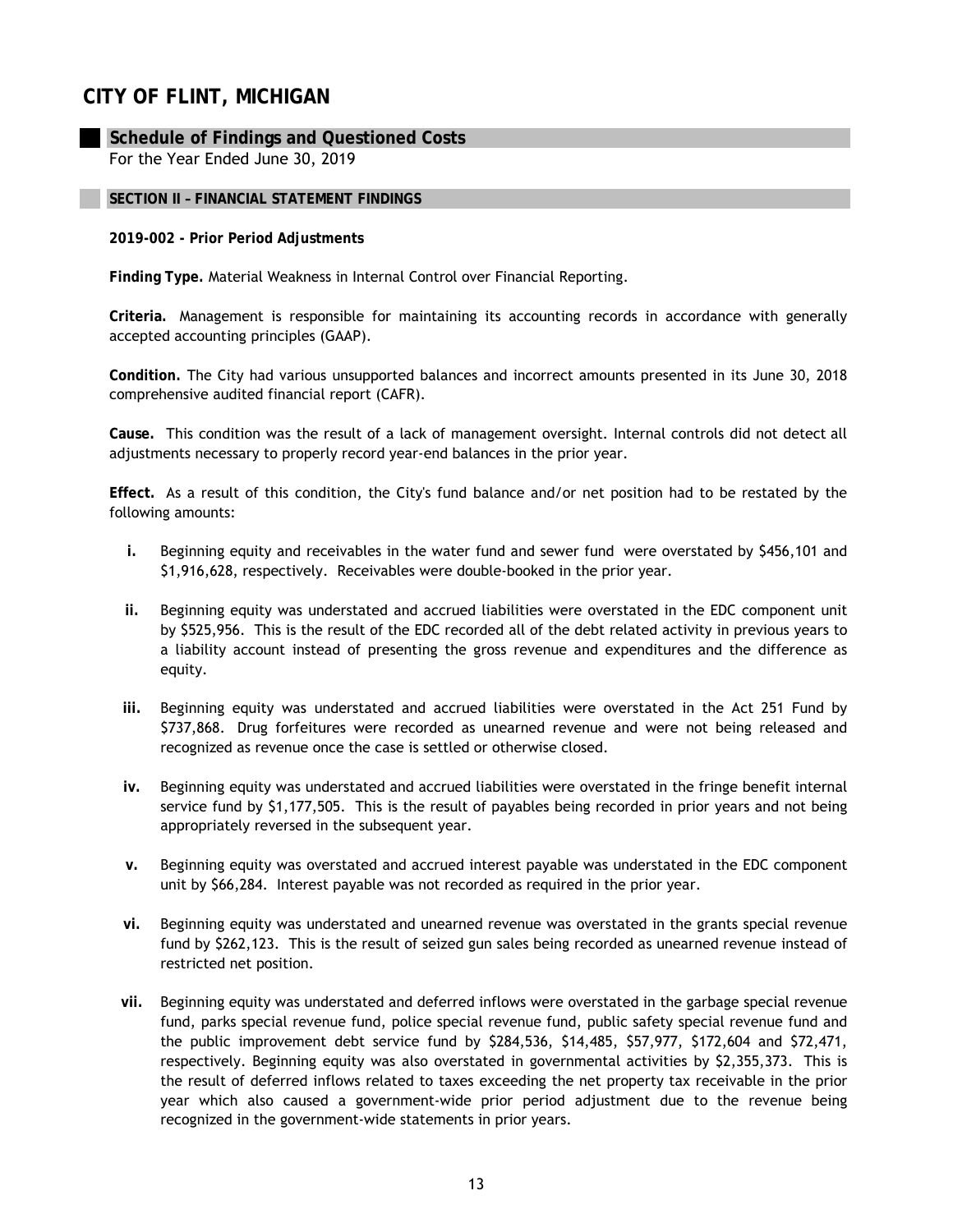# CITY OF FLINT, MICHIGAN

## Schedule of Findings and Questioned Costs

For the Year Ended June 30, 2019

### SECTION II – FINANCIAL STATEMENT FINDINGS

**2019-002 - Prior Period Adjustments**

**Finding Type.** Material Weakness in Internal Control over Financial Reporting.

**Criteria.** Management is responsible for maintaining its accounting records in accordance with generally accepted accounting principles (GAAP).

**Condition.** The City had various unsupported balances and incorrect amounts presented in its June 30, 2018 comprehensive audited financial report (CAFR).

**Cause.** This condition was the result of a lack of management oversight. Internal controls did not detect all adjustments necessary to properly record year-end balances in the prior year.

**Effect.** As a result of this condition, the City's fund balance and/or net position had to be restated by the following amounts:

- **i.** Beginning equity and receivables in the water fund and sewer fund were overstated by $456,101 and $1,916,628, respectively. Receivables were double-booked in the prior year.

- **ii.** Beginning equity was understated and accrued liabilities were overstated in the EDC component unit by $525,956. This is the result of the EDC recorded all of the debt related activity in previous years to a liability account instead of presenting the gross revenue and expenditures and the difference as equity.

- **iii.** Beginning equity was understated and accrued liabilities were overstated in the Act 251 Fund by $737,868. Drug forfeitures were recorded as unearned revenue and were not being released and recognized as revenue once the case is settled or otherwise closed.

- **iv.** Beginning equity was understated and accrued liabilities were overstated in the fringe benefit internal service fund by $1,177,505. This is the result of payables being recorded in prior years and not being appropriately reversed in the subsequent year.

- **v.** Beginning equity was overstated and accrued interest payable was understated in the EDC component unit by $66,284. Interest payable was not recorded as required in the prior year.

- **vi.** Beginning equity was understated and unearned revenue was overstated in the grants special revenue fund by $262,123. This is the result of seized gun sales being recorded as unearned revenue instead of restricted net position.

- **vii.** Beginning equity was understated and deferred inflows were overstated in the garbage special revenue fund, parks special revenue fund, police special revenue fund, public safety special revenue fund and the public improvement debt service fund by $284,536, $14,485, $57,977, $172,604 and $72,471, respectively. Beginning equity was also overstated in governmental activities by $2,355,373. This is the result of deferred inflows related to taxes exceeding the net property tax receivable in the prior year which also caused a government-wide prior period adjustment due to the revenue being recognized in the government-wide statements in prior years.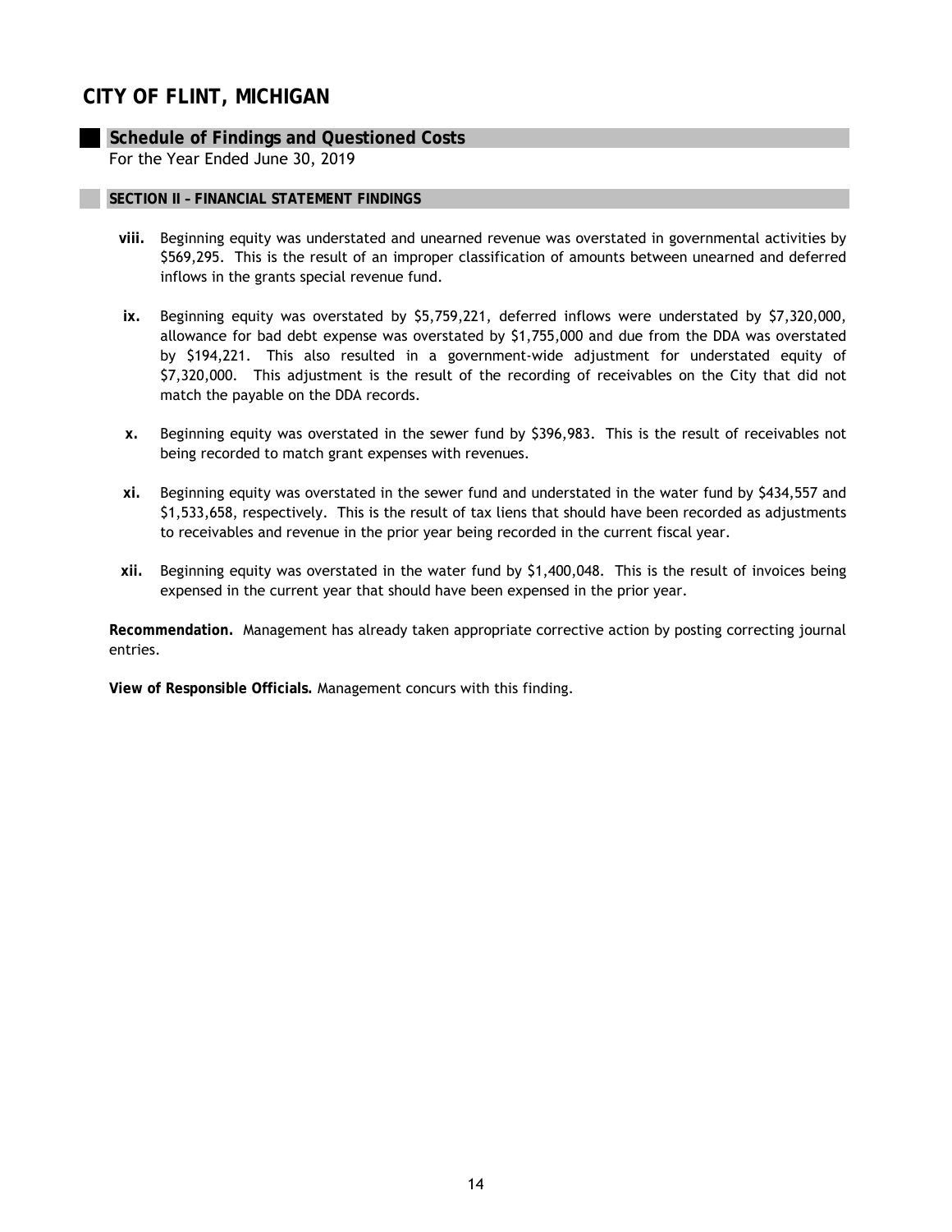# CITY OF FLINT, MICHIGAN

## Schedule of Findings and Questioned Costs

For the Year Ended June 30, 2019

### SECTION II – FINANCIAL STATEMENT FINDINGS

**viii.** Beginning equity was understated and unearned revenue was overstated in governmental activities by $569,295. This is the result of an improper classification of amounts between unearned and deferred inflows in the grants special revenue fund.

**ix.** Beginning equity was overstated by $5,759,221, deferred inflows were understated by $7,320,000, allowance for bad debt expense was overstated by $1,755,000 and due from the DDA was overstated by $194,221. This also resulted in a government-wide adjustment for understated equity of $7,320,000. This adjustment is the result of the recording of receivables on the City that did not match the payable on the DDA records.

**x.** Beginning equity was overstated in the sewer fund by $396,983. This is the result of receivables not being recorded to match grant expenses with revenues.

**xi.** Beginning equity was overstated in the sewer fund and understated in the water fund by $434,557 and $1,533,658, respectively. This is the result of tax liens that should have been recorded as adjustments to receivables and revenue in the prior year being recorded in the current fiscal year.

**xii.** Beginning equity was overstated in the water fund by $1,400,048. This is the result of invoices being expensed in the current year that should have been expensed in the prior year.

**Recommendation.** Management has already taken appropriate corrective action by posting correcting journal entries.

**View of Responsible Officials.** Management concurs with this finding.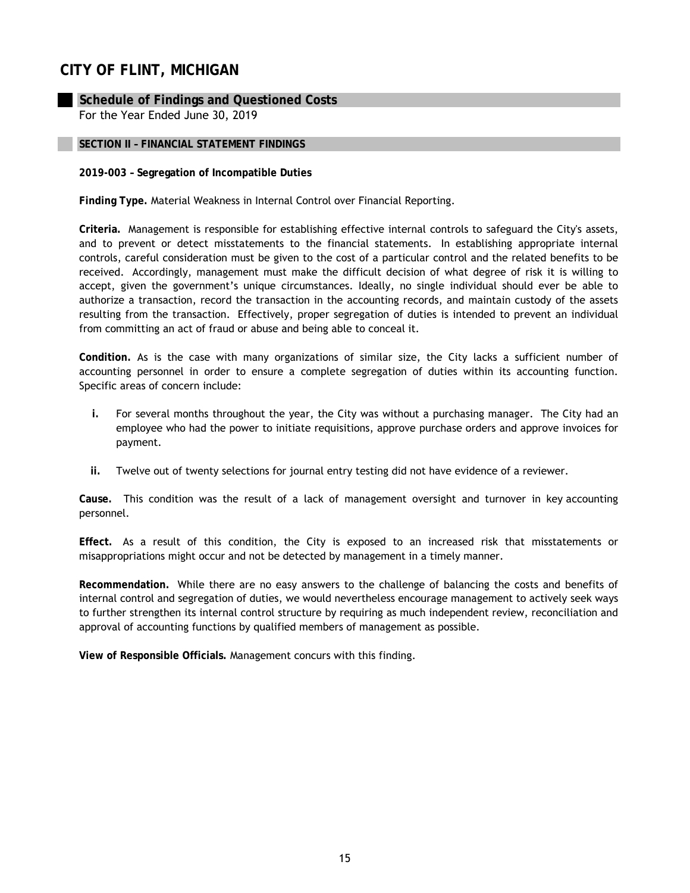# CITY OF FLINT, MICHIGAN

## Schedule of Findings and Questioned Costs

For the Year Ended June 30, 2019

### SECTION II – FINANCIAL STATEMENT FINDINGS

**2019-003 – Segregation of Incompatible Duties**

**Finding Type.** Material Weakness in Internal Control over Financial Reporting.

**Criteria.** Management is responsible for establishing effective internal controls to safeguard the City's assets, and to prevent or detect misstatements to the financial statements. In establishing appropriate internal controls, careful consideration must be given to the cost of a particular control and the related benefits to be received. Accordingly, management must make the difficult decision of what degree of risk it is willing to accept, given the government's unique circumstances. Ideally, no single individual should ever be able to authorize a transaction, record the transaction in the accounting records, and maintain custody of the assets resulting from the transaction. Effectively, proper segregation of duties is intended to prevent an individual from committing an act of fraud or abuse and being able to conceal it.

**Condition.** As is the case with many organizations of similar size, the City lacks a sufficient number of accounting personnel in order to ensure a complete segregation of duties within its accounting function. Specific areas of concern include:

- **i.** For several months throughout the year, the City was without a purchasing manager. The City had an employee who had the power to initiate requisitions, approve purchase orders and approve invoices for payment.

- **ii.** Twelve out of twenty selections for journal entry testing did not have evidence of a reviewer.

**Cause.** This condition was the result of a lack of management oversight and turnover in key accounting personnel.

**Effect.** As a result of this condition, the City is exposed to an increased risk that misstatements or misappropriations might occur and not be detected by management in a timely manner.

**Recommendation.** While there are no easy answers to the challenge of balancing the costs and benefits of internal control and segregation of duties, we would nevertheless encourage management to actively seek ways to further strengthen its internal control structure by requiring as much independent review, reconciliation and approval of accounting functions by qualified members of management as possible.

**View of Responsible Officials.** Management concurs with this finding.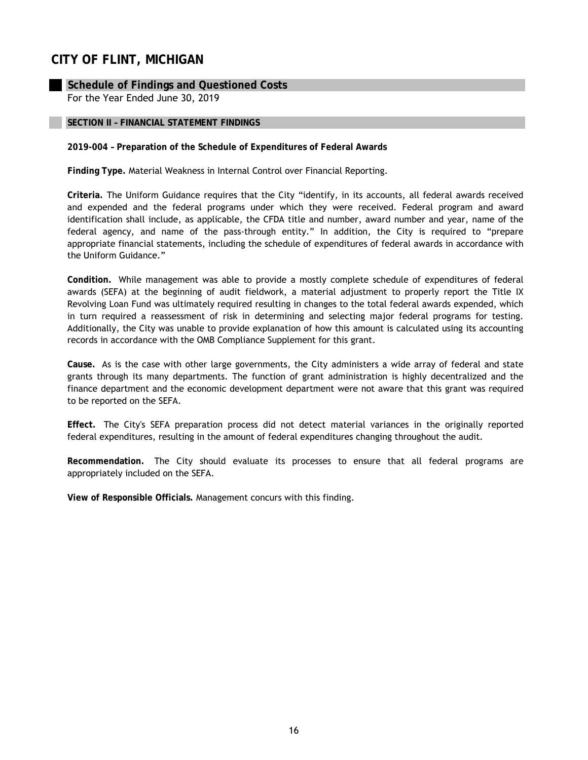# CITY OF FLINT, MICHIGAN

## Schedule of Findings and Questioned Costs

For the Year Ended June 30, 2019

### SECTION II – FINANCIAL STATEMENT FINDINGS

**2019-004 – Preparation of the Schedule of Expenditures of Federal Awards**

**Finding Type.** Material Weakness in Internal Control over Financial Reporting.

**Criteria.** The Uniform Guidance requires that the City "identify, in its accounts, all federal awards received and expended and the federal programs under which they were received. Federal program and award identification shall include, as applicable, the CFDA title and number, award number and year, name of the federal agency, and name of the pass-through entity." In addition, the City is required to "prepare appropriate financial statements, including the schedule of expenditures of federal awards in accordance with the Uniform Guidance."

**Condition.** While management was able to provide a mostly complete schedule of expenditures of federal awards (SEFA) at the beginning of audit fieldwork, a material adjustment to properly report the Title IX Revolving Loan Fund was ultimately required resulting in changes to the total federal awards expended, which in turn required a reassessment of risk in determining and selecting major federal programs for testing. Additionally, the City was unable to provide explanation of how this amount is calculated using its accounting records in accordance with the OMB Compliance Supplement for this grant.

**Cause.** As is the case with other large governments, the City administers a wide array of federal and state grants through its many departments. The function of grant administration is highly decentralized and the finance department and the economic development department were not aware that this grant was required to be reported on the SEFA.

**Effect.** The City's SEFA preparation process did not detect material variances in the originally reported federal expenditures, resulting in the amount of federal expenditures changing throughout the audit.

**Recommendation.** The City should evaluate its processes to ensure that all federal programs are appropriately included on the SEFA.

**View of Responsible Officials.** Management concurs with this finding.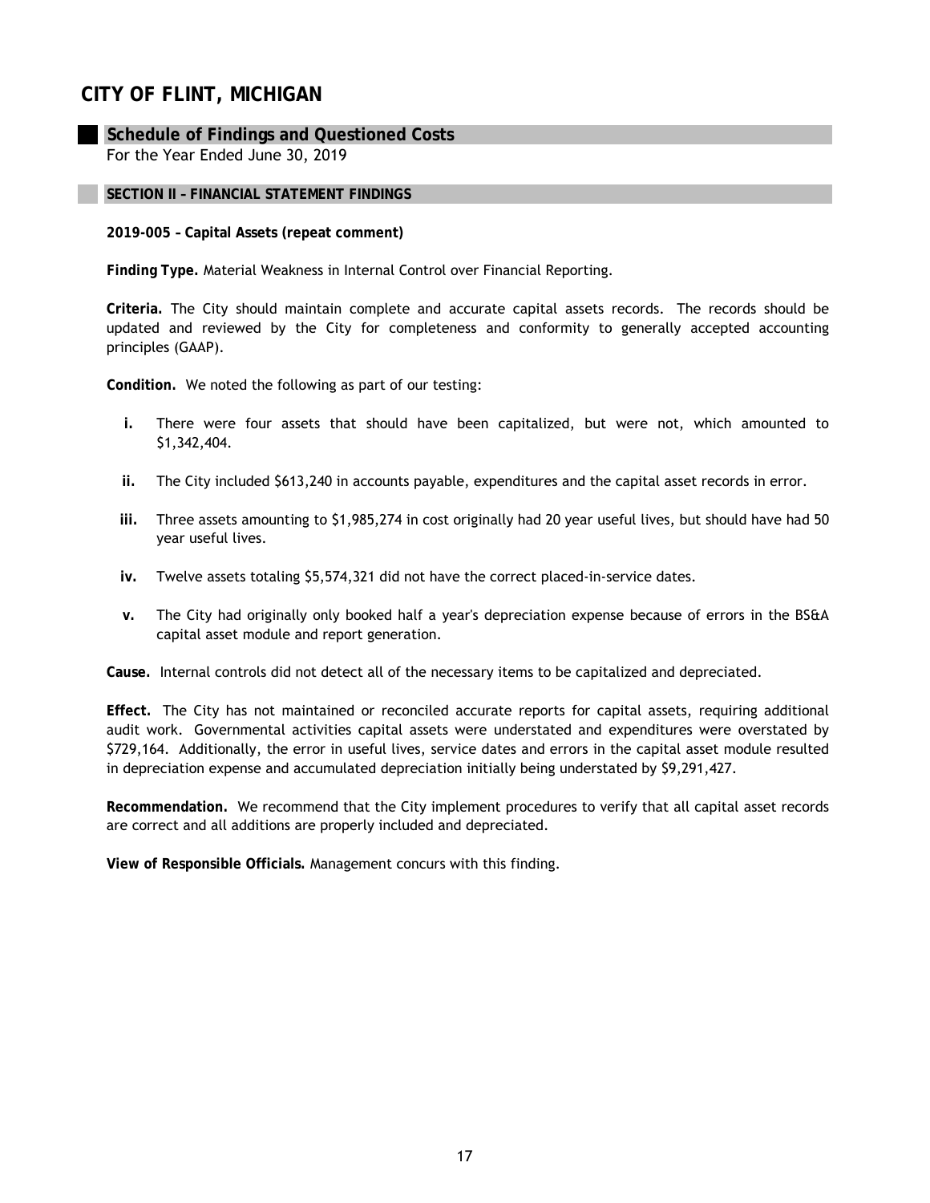# CITY OF FLINT, MICHIGAN

## Schedule of Findings and Questioned Costs

For the Year Ended June 30, 2019

### SECTION II – FINANCIAL STATEMENT FINDINGS

**2019-005 – Capital Assets (repeat comment)**

**Finding Type.** Material Weakness in Internal Control over Financial Reporting.

**Criteria.** The City should maintain complete and accurate capital assets records. The records should be updated and reviewed by the City for completeness and conformity to generally accepted accounting principles (GAAP).

**Condition.** We noted the following as part of our testing:

- **i.** There were four assets that should have been capitalized, but were not, which amounted to $1,342,404.
- **ii.** The City included $613,240 in accounts payable, expenditures and the capital asset records in error.
- **iii.** Three assets amounting to $1,985,274 in cost originally had 20 year useful lives, but should have had 50 year useful lives.
- **iv.** Twelve assets totaling $5,574,321 did not have the correct placed-in-service dates.
- **v.** The City had originally only booked half a year's depreciation expense because of errors in the BS&A capital asset module and report generation.

**Cause.** Internal controls did not detect all of the necessary items to be capitalized and depreciated.

**Effect.** The City has not maintained or reconciled accurate reports for capital assets, requiring additional audit work. Governmental activities capital assets were understated and expenditures were overstated by $729,164. Additionally, the error in useful lives, service dates and errors in the capital asset module resulted in depreciation expense and accumulated depreciation initially being understated by $9,291,427.

**Recommendation.** We recommend that the City implement procedures to verify that all capital asset records are correct and all additions are properly included and depreciated.

**View of Responsible Officials.** Management concurs with this finding.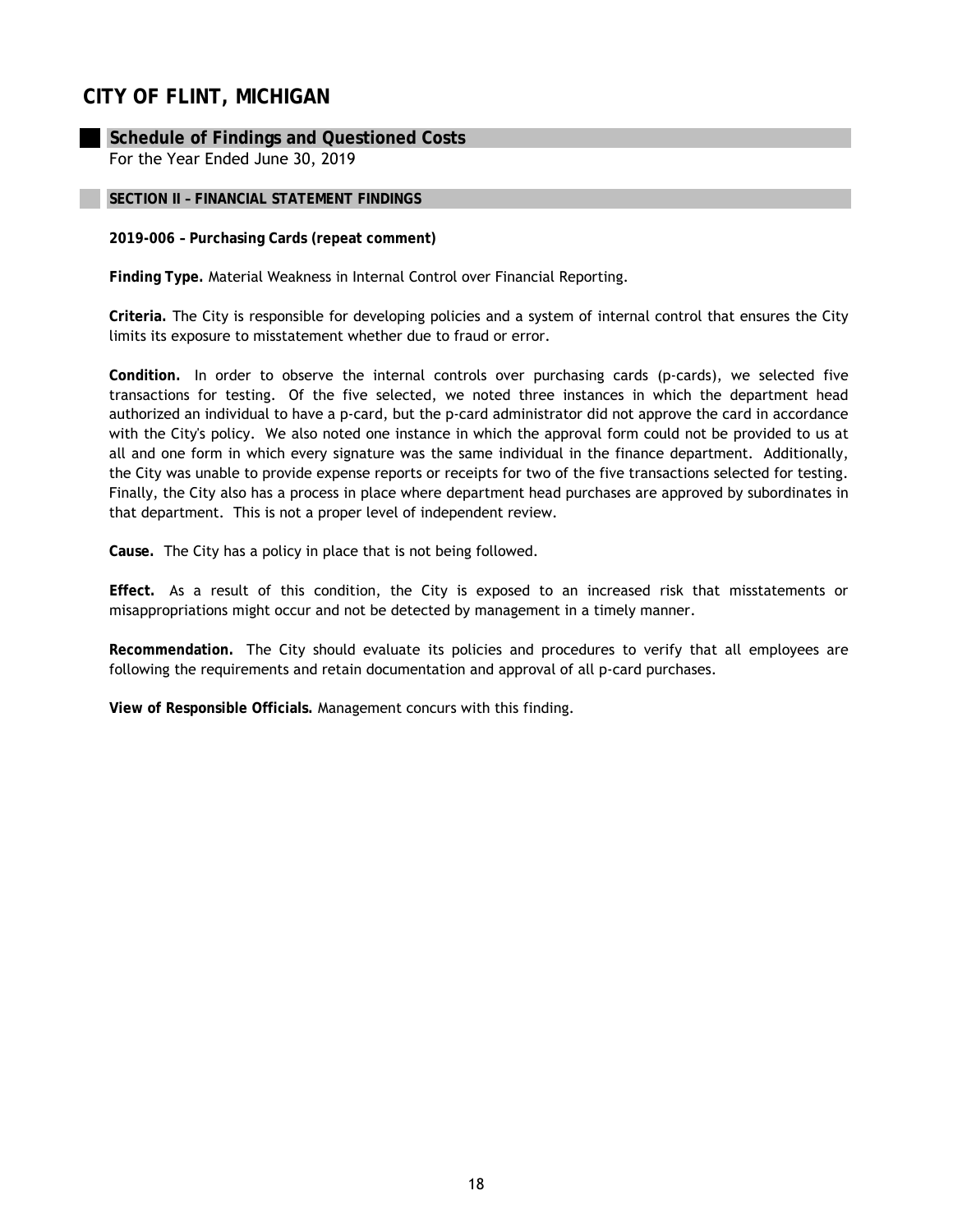# CITY OF FLINT, MICHIGAN

## Schedule of Findings and Questioned Costs

For the Year Ended June 30, 2019

### SECTION II – FINANCIAL STATEMENT FINDINGS

**2019-006 – Purchasing Cards (repeat comment)**

**Finding Type.** Material Weakness in Internal Control over Financial Reporting.

**Criteria.** The City is responsible for developing policies and a system of internal control that ensures the City limits its exposure to misstatement whether due to fraud or error.

**Condition.** In order to observe the internal controls over purchasing cards (p-cards), we selected five transactions for testing. Of the five selected, we noted three instances in which the department head authorized an individual to have a p-card, but the p-card administrator did not approve the card in accordance with the City's policy. We also noted one instance in which the approval form could not be provided to us at all and one form in which every signature was the same individual in the finance department. Additionally, the City was unable to provide expense reports or receipts for two of the five transactions selected for testing. Finally, the City also has a process in place where department head purchases are approved by subordinates in that department. This is not a proper level of independent review.

**Cause.** The City has a policy in place that is not being followed.

**Effect.** As a result of this condition, the City is exposed to an increased risk that misstatements or misappropriations might occur and not be detected by management in a timely manner.

**Recommendation.** The City should evaluate its policies and procedures to verify that all employees are following the requirements and retain documentation and approval of all p-card purchases.

**View of Responsible Officials.** Management concurs with this finding.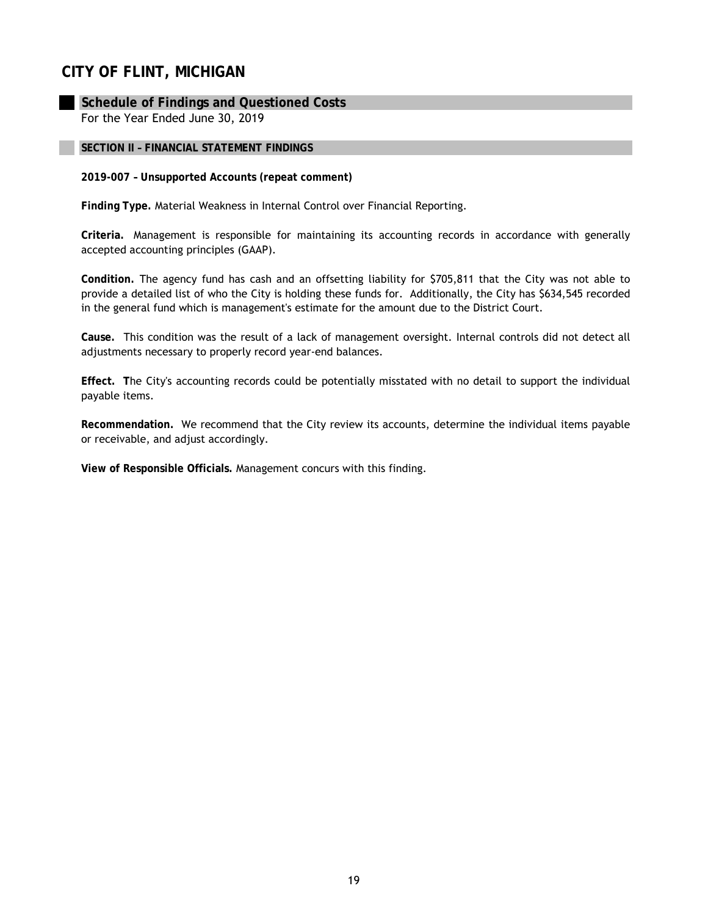# CITY OF FLINT, MICHIGAN

## Schedule of Findings and Questioned Costs

For the Year Ended June 30, 2019

### SECTION II – FINANCIAL STATEMENT FINDINGS

**2019-007 – Unsupported Accounts (repeat comment)**

**Finding Type.** Material Weakness in Internal Control over Financial Reporting.

**Criteria.** Management is responsible for maintaining its accounting records in accordance with generally accepted accounting principles (GAAP).

**Condition.** The agency fund has cash and an offsetting liability for $705,811 that the City was not able to provide a detailed list of who the City is holding these funds for. Additionally, the City has $634,545 recorded in the general fund which is management's estimate for the amount due to the District Court.

**Cause.** This condition was the result of a lack of management oversight. Internal controls did not detect all adjustments necessary to properly record year-end balances.

**Effect.** The City's accounting records could be potentially misstated with no detail to support the individual payable items.

**Recommendation.** We recommend that the City review its accounts, determine the individual items payable or receivable, and adjust accordingly.

**View of Responsible Officials.** Management concurs with this finding.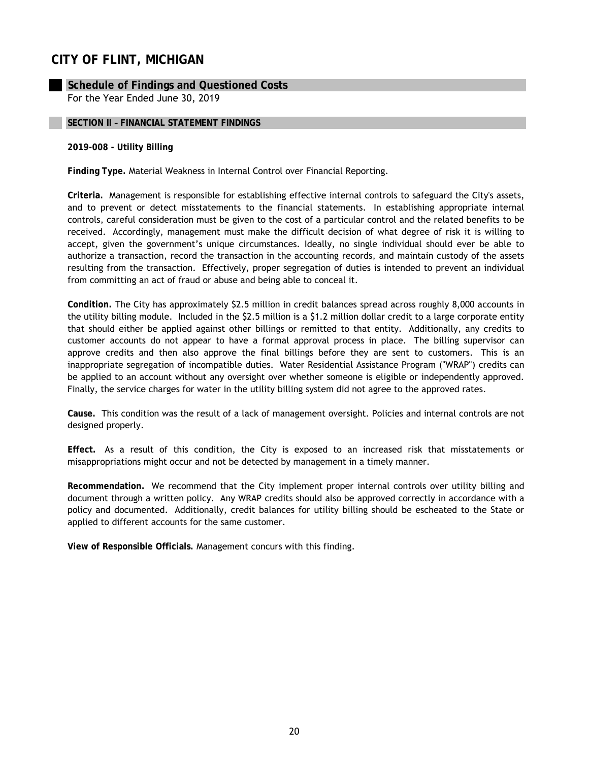# CITY OF FLINT, MICHIGAN

## Schedule of Findings and Questioned Costs

For the Year Ended June 30, 2019

### SECTION II – FINANCIAL STATEMENT FINDINGS

**2019-008 - Utility Billing**

**Finding Type.** Material Weakness in Internal Control over Financial Reporting.

**Criteria.** Management is responsible for establishing effective internal controls to safeguard the City's assets, and to prevent or detect misstatements to the financial statements. In establishing appropriate internal controls, careful consideration must be given to the cost of a particular control and the related benefits to be received. Accordingly, management must make the difficult decision of what degree of risk it is willing to accept, given the government's unique circumstances. Ideally, no single individual should ever be able to authorize a transaction, record the transaction in the accounting records, and maintain custody of the assets resulting from the transaction. Effectively, proper segregation of duties is intended to prevent an individual from committing an act of fraud or abuse and being able to conceal it.

**Condition.** The City has approximately $2.5 million in credit balances spread across roughly 8,000 accounts in the utility billing module. Included in the $2.5 million is a $1.2 million dollar credit to a large corporate entity that should either be applied against other billings or remitted to that entity. Additionally, any credits to customer accounts do not appear to have a formal approval process in place. The billing supervisor can approve credits and then also approve the final billings before they are sent to customers. This is an inappropriate segregation of incompatible duties. Water Residential Assistance Program ("WRAP") credits can be applied to an account without any oversight over whether someone is eligible or independently approved. Finally, the service charges for water in the utility billing system did not agree to the approved rates.

**Cause.** This condition was the result of a lack of management oversight. Policies and internal controls are not designed properly.

**Effect.** As a result of this condition, the City is exposed to an increased risk that misstatements or misappropriations might occur and not be detected by management in a timely manner.

**Recommendation.** We recommend that the City implement proper internal controls over utility billing and document through a written policy. Any WRAP credits should also be approved correctly in accordance with a policy and documented. Additionally, credit balances for utility billing should be escheated to the State or applied to different accounts for the same customer.

**View of Responsible Officials.** Management concurs with this finding.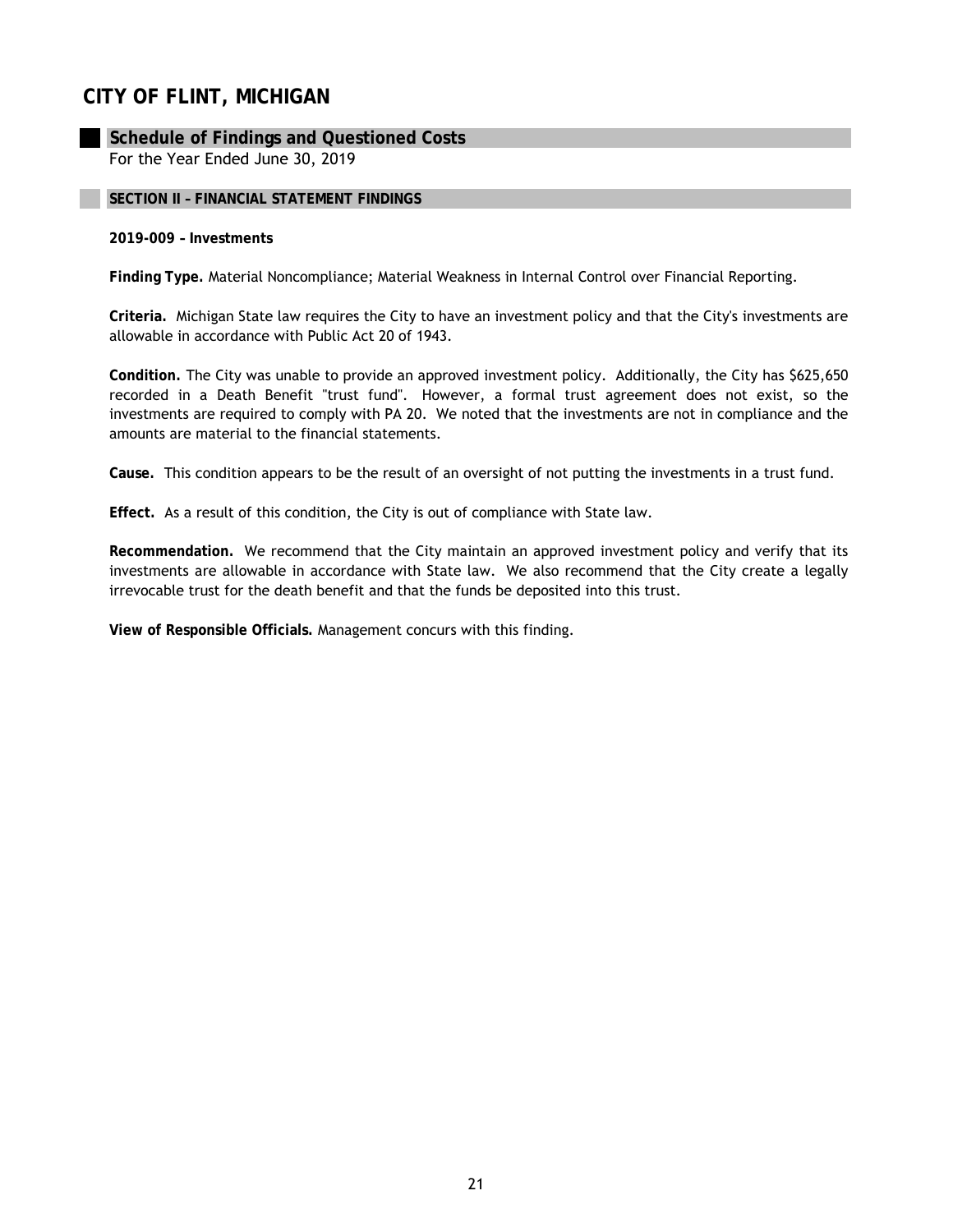# CITY OF FLINT, MICHIGAN

## Schedule of Findings and Questioned Costs

For the Year Ended June 30, 2019

### SECTION II – FINANCIAL STATEMENT FINDINGS

**2019-009 – Investments**

**Finding Type.** Material Noncompliance; Material Weakness in Internal Control over Financial Reporting.

**Criteria.** Michigan State law requires the City to have an investment policy and that the City's investments are allowable in accordance with Public Act 20 of 1943.

**Condition.** The City was unable to provide an approved investment policy. Additionally, the City has $625,650 recorded in a Death Benefit "trust fund". However, a formal trust agreement does not exist, so the investments are required to comply with PA 20. We noted that the investments are not in compliance and the amounts are material to the financial statements.

**Cause.** This condition appears to be the result of an oversight of not putting the investments in a trust fund.

**Effect.** As a result of this condition, the City is out of compliance with State law.

**Recommendation.** We recommend that the City maintain an approved investment policy and verify that its investments are allowable in accordance with State law. We also recommend that the City create a legally irrevocable trust for the death benefit and that the funds be deposited into this trust.

**View of Responsible Officials.** Management concurs with this finding.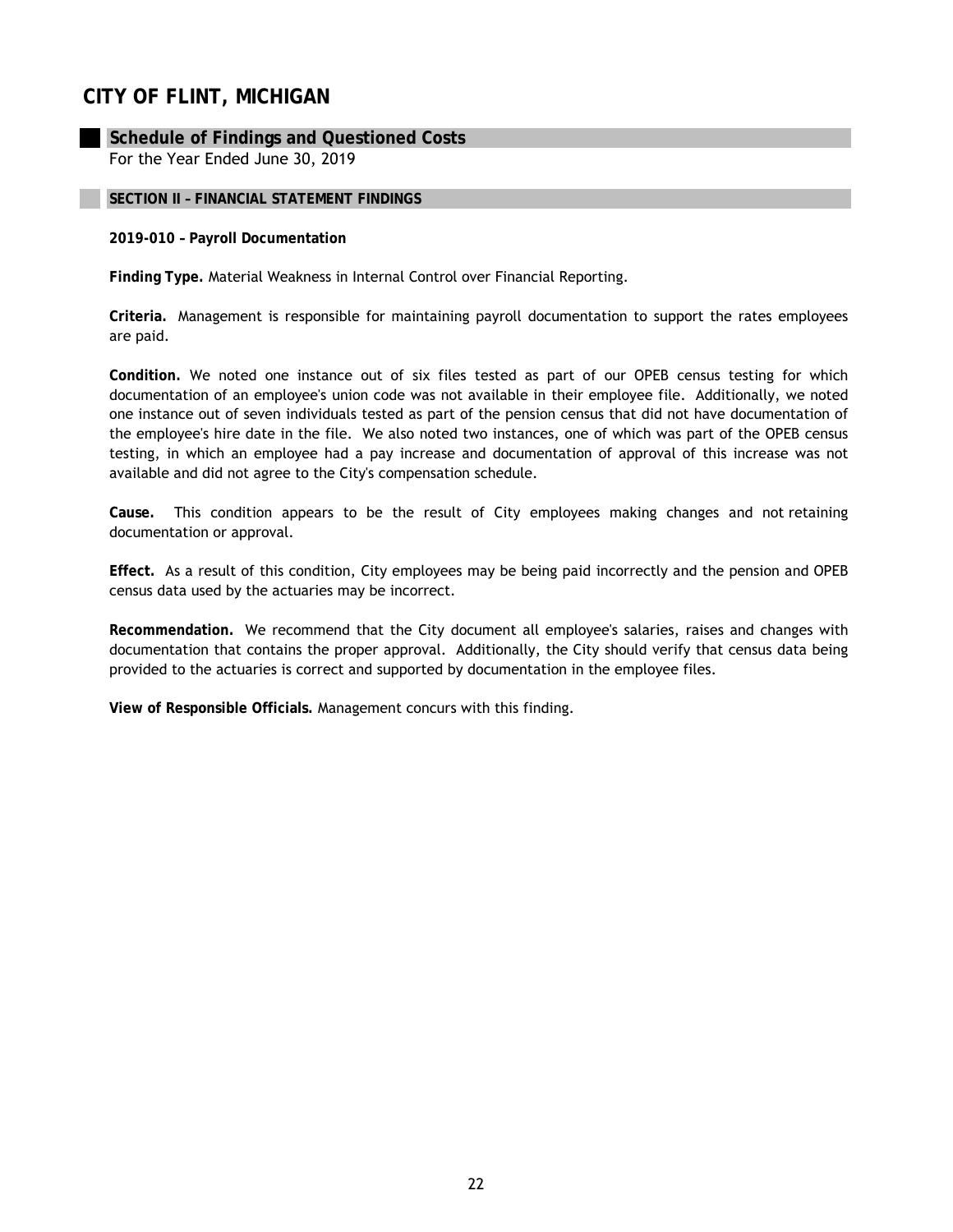# CITY OF FLINT, MICHIGAN

## Schedule of Findings and Questioned Costs

For the Year Ended June 30, 2019

### SECTION II – FINANCIAL STATEMENT FINDINGS

**2019-010 – Payroll Documentation**

**Finding Type.** Material Weakness in Internal Control over Financial Reporting.

**Criteria.** Management is responsible for maintaining payroll documentation to support the rates employees are paid.

**Condition.** We noted one instance out of six files tested as part of our OPEB census testing for which documentation of an employee's union code was not available in their employee file. Additionally, we noted one instance out of seven individuals tested as part of the pension census that did not have documentation of the employee's hire date in the file. We also noted two instances, one of which was part of the OPEB census testing, in which an employee had a pay increase and documentation of approval of this increase was not available and did not agree to the City's compensation schedule.

**Cause.** This condition appears to be the result of City employees making changes and not retaining documentation or approval.

**Effect.** As a result of this condition, City employees may be being paid incorrectly and the pension and OPEB census data used by the actuaries may be incorrect.

**Recommendation.** We recommend that the City document all employee's salaries, raises and changes with documentation that contains the proper approval. Additionally, the City should verify that census data being provided to the actuaries is correct and supported by documentation in the employee files.

**View of Responsible Officials.** Management concurs with this finding.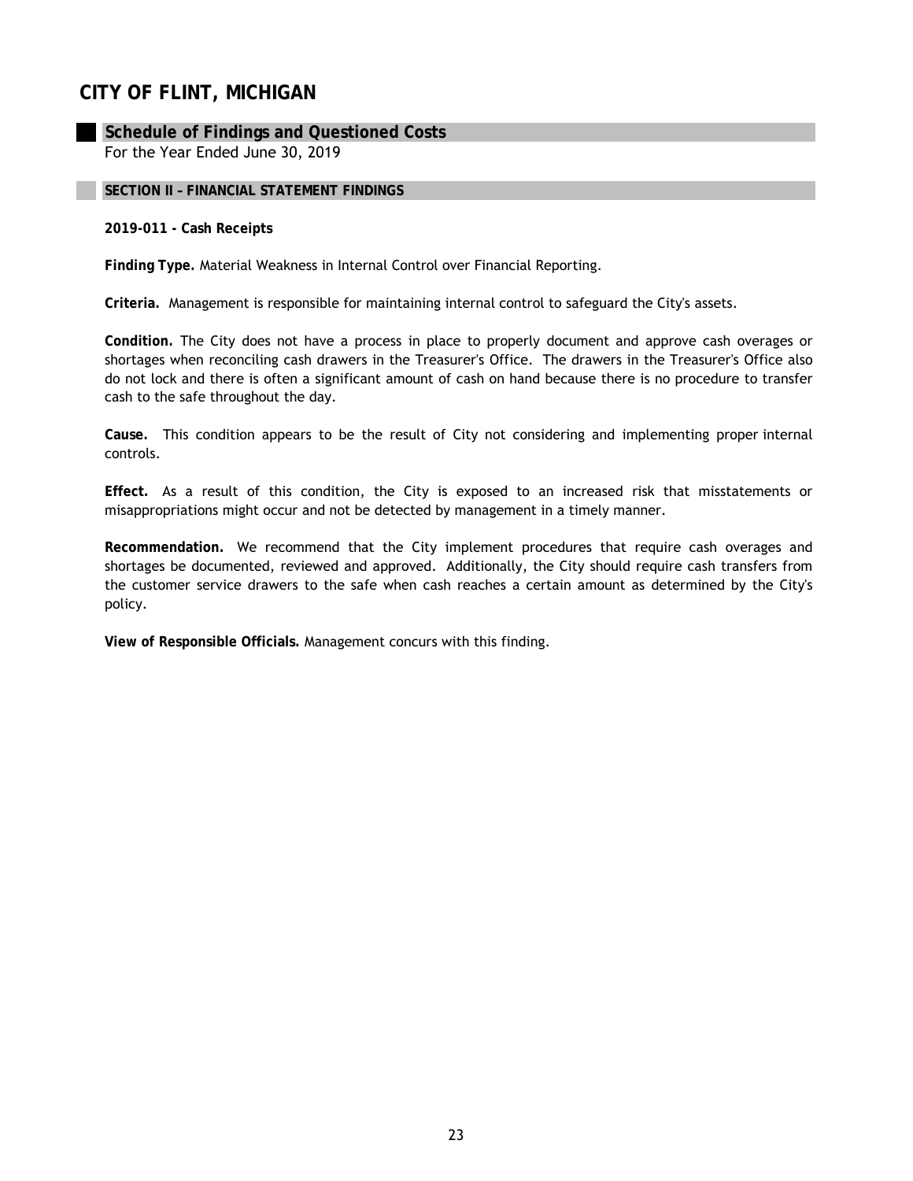# CITY OF FLINT, MICHIGAN

## Schedule of Findings and Questioned Costs

For the Year Ended June 30, 2019

### SECTION II – FINANCIAL STATEMENT FINDINGS

**2019-011 - Cash Receipts**

**Finding Type.** Material Weakness in Internal Control over Financial Reporting.

**Criteria.** Management is responsible for maintaining internal control to safeguard the City's assets.

**Condition.** The City does not have a process in place to properly document and approve cash overages or shortages when reconciling cash drawers in the Treasurer's Office. The drawers in the Treasurer's Office also do not lock and there is often a significant amount of cash on hand because there is no procedure to transfer cash to the safe throughout the day.

**Cause.** This condition appears to be the result of City not considering and implementing proper internal controls.

**Effect.** As a result of this condition, the City is exposed to an increased risk that misstatements or misappropriations might occur and not be detected by management in a timely manner.

**Recommendation.** We recommend that the City implement procedures that require cash overages and shortages be documented, reviewed and approved. Additionally, the City should require cash transfers from the customer service drawers to the safe when cash reaches a certain amount as determined by the City's policy.

**View of Responsible Officials.** Management concurs with this finding.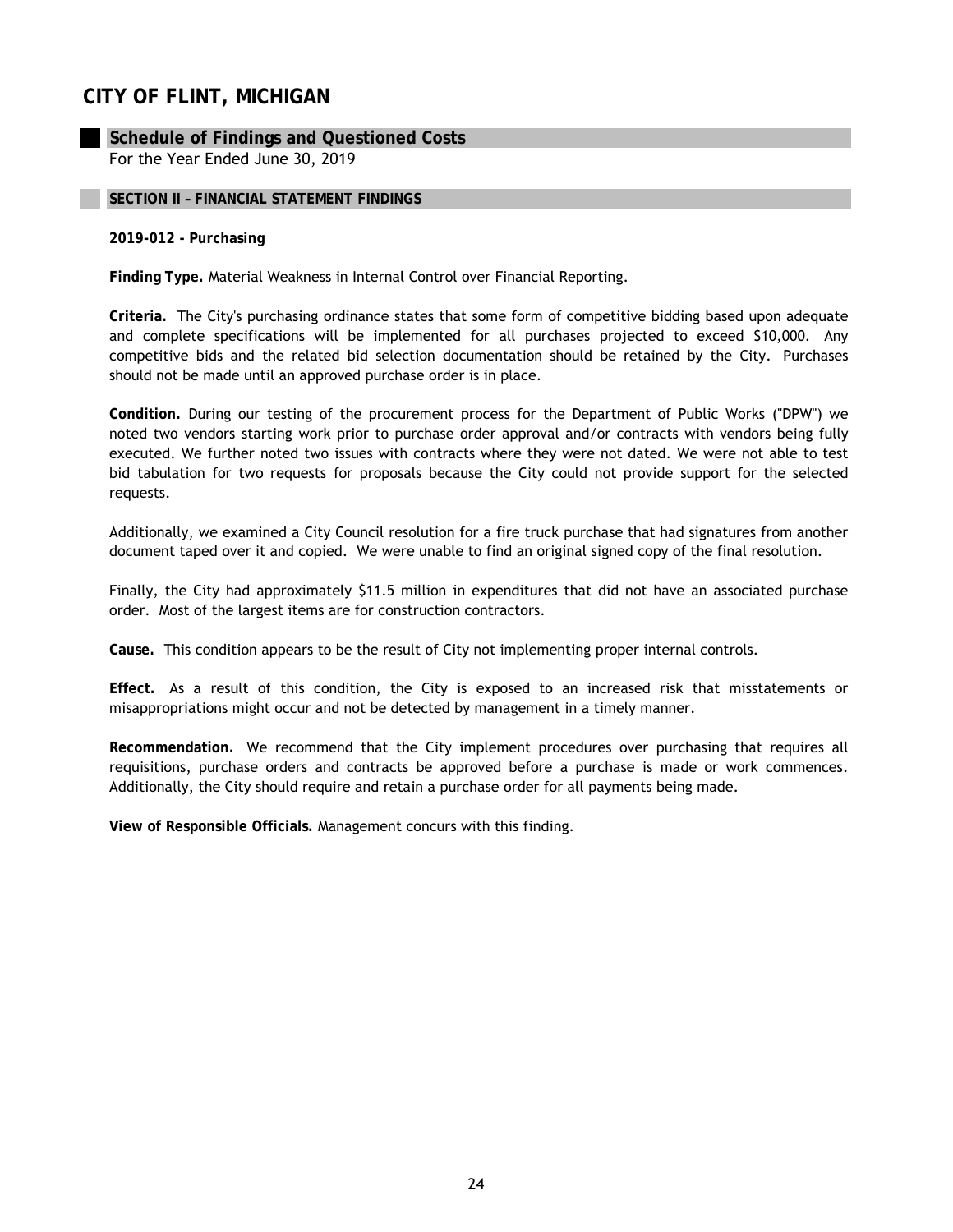# CITY OF FLINT, MICHIGAN

## Schedule of Findings and Questioned Costs

For the Year Ended June 30, 2019

### SECTION II – FINANCIAL STATEMENT FINDINGS

**2019-012 - Purchasing**

**Finding Type.** Material Weakness in Internal Control over Financial Reporting.

**Criteria.** The City's purchasing ordinance states that some form of competitive bidding based upon adequate and complete specifications will be implemented for all purchases projected to exceed $10,000. Any competitive bids and the related bid selection documentation should be retained by the City. Purchases should not be made until an approved purchase order is in place.

**Condition.** During our testing of the procurement process for the Department of Public Works ("DPW") we noted two vendors starting work prior to purchase order approval and/or contracts with vendors being fully executed. We further noted two issues with contracts where they were not dated. We were not able to test bid tabulation for two requests for proposals because the City could not provide support for the selected requests.

Additionally, we examined a City Council resolution for a fire truck purchase that had signatures from another document taped over it and copied. We were unable to find an original signed copy of the final resolution.

Finally, the City had approximately $11.5 million in expenditures that did not have an associated purchase order. Most of the largest items are for construction contractors.

**Cause.** This condition appears to be the result of City not implementing proper internal controls.

**Effect.** As a result of this condition, the City is exposed to an increased risk that misstatements or misappropriations might occur and not be detected by management in a timely manner.

**Recommendation.** We recommend that the City implement procedures over purchasing that requires all requisitions, purchase orders and contracts be approved before a purchase is made or work commences. Additionally, the City should require and retain a purchase order for all payments being made.

**View of Responsible Officials.** Management concurs with this finding.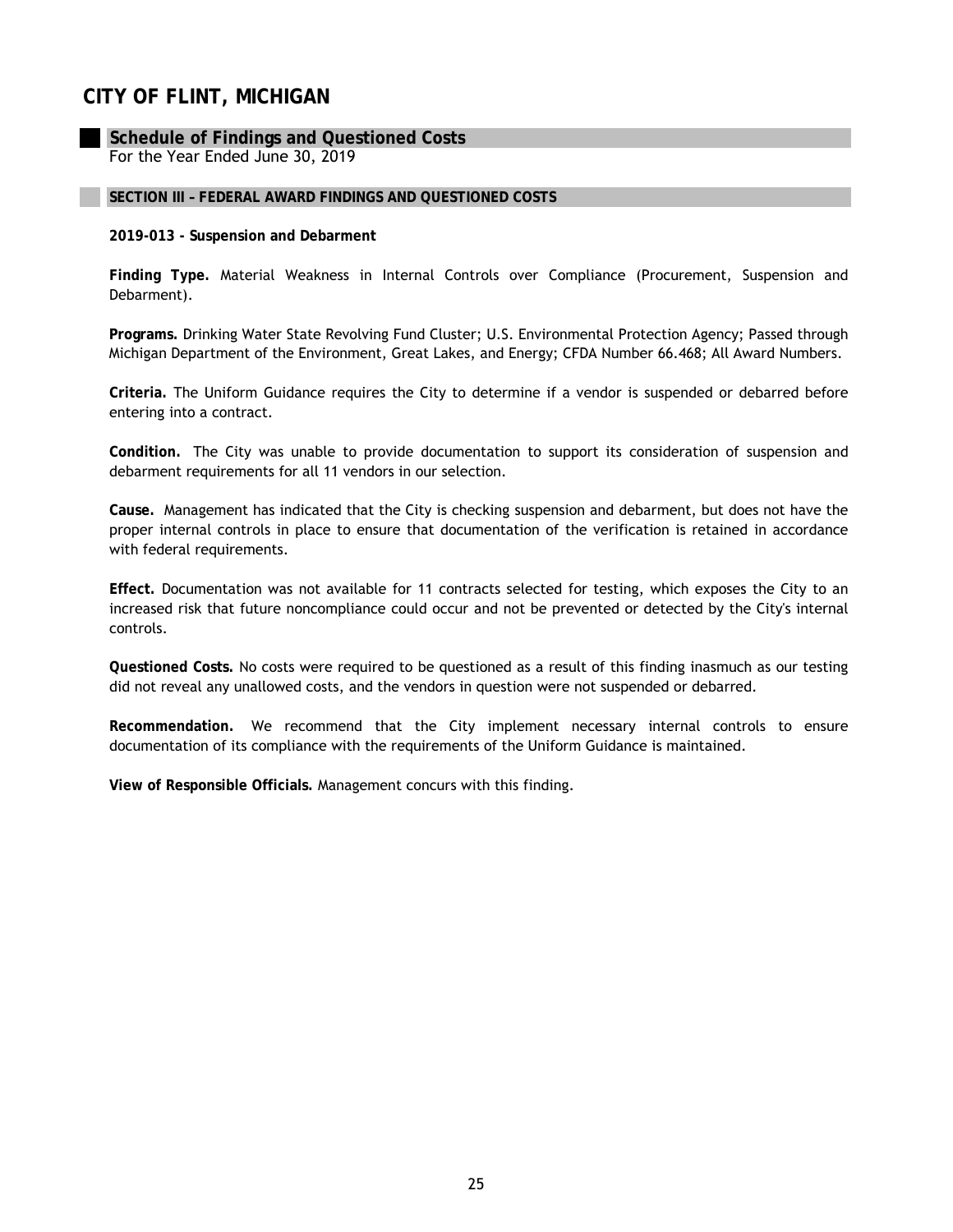# CITY OF FLINT, MICHIGAN

## Schedule of Findings and Questioned Costs

For the Year Ended June 30, 2019

### SECTION III – FEDERAL AWARD FINDINGS AND QUESTIONED COSTS

**2019-013 - Suspension and Debarment**

**Finding Type.** Material Weakness in Internal Controls over Compliance (Procurement, Suspension and Debarment).

**Programs.** Drinking Water State Revolving Fund Cluster; U.S. Environmental Protection Agency; Passed through Michigan Department of the Environment, Great Lakes, and Energy; CFDA Number 66.468; All Award Numbers.

**Criteria.** The Uniform Guidance requires the City to determine if a vendor is suspended or debarred before entering into a contract.

**Condition.** The City was unable to provide documentation to support its consideration of suspension and debarment requirements for all 11 vendors in our selection.

**Cause.** Management has indicated that the City is checking suspension and debarment, but does not have the proper internal controls in place to ensure that documentation of the verification is retained in accordance with federal requirements.

**Effect.** Documentation was not available for 11 contracts selected for testing, which exposes the City to an increased risk that future noncompliance could occur and not be prevented or detected by the City's internal controls.

**Questioned Costs.** No costs were required to be questioned as a result of this finding inasmuch as our testing did not reveal any unallowed costs, and the vendors in question were not suspended or debarred.

**Recommendation.** We recommend that the City implement necessary internal controls to ensure documentation of its compliance with the requirements of the Uniform Guidance is maintained.

**View of Responsible Officials.** Management concurs with this finding.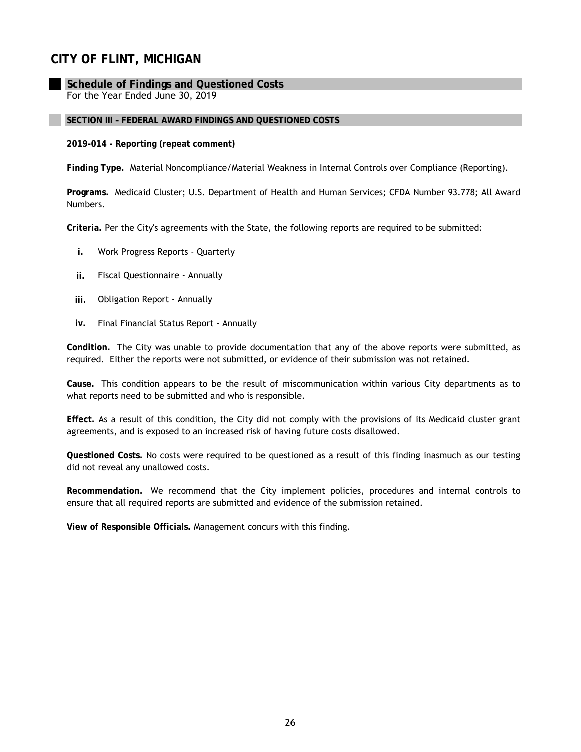# CITY OF FLINT, MICHIGAN

## Schedule of Findings and Questioned Costs

For the Year Ended June 30, 2019

### SECTION III – FEDERAL AWARD FINDINGS AND QUESTIONED COSTS

**2019-014 - Reporting (repeat comment)**

**Finding Type.** Material Noncompliance/Material Weakness in Internal Controls over Compliance (Reporting).

**Programs.** Medicaid Cluster; U.S. Department of Health and Human Services; CFDA Number 93.778; All Award Numbers.

**Criteria.** Per the City's agreements with the State, the following reports are required to be submitted:

- **i.** Work Progress Reports - Quarterly
- **ii.** Fiscal Questionnaire - Annually
- **iii.** Obligation Report - Annually
- **iv.** Final Financial Status Report - Annually

**Condition.** The City was unable to provide documentation that any of the above reports were submitted, as required. Either the reports were not submitted, or evidence of their submission was not retained.

**Cause.** This condition appears to be the result of miscommunication within various City departments as to what reports need to be submitted and who is responsible.

**Effect.** As a result of this condition, the City did not comply with the provisions of its Medicaid cluster grant agreements, and is exposed to an increased risk of having future costs disallowed.

**Questioned Costs.** No costs were required to be questioned as a result of this finding inasmuch as our testing did not reveal any unallowed costs.

**Recommendation.** We recommend that the City implement policies, procedures and internal controls to ensure that all required reports are submitted and evidence of the submission retained.

**View of Responsible Officials.** Management concurs with this finding.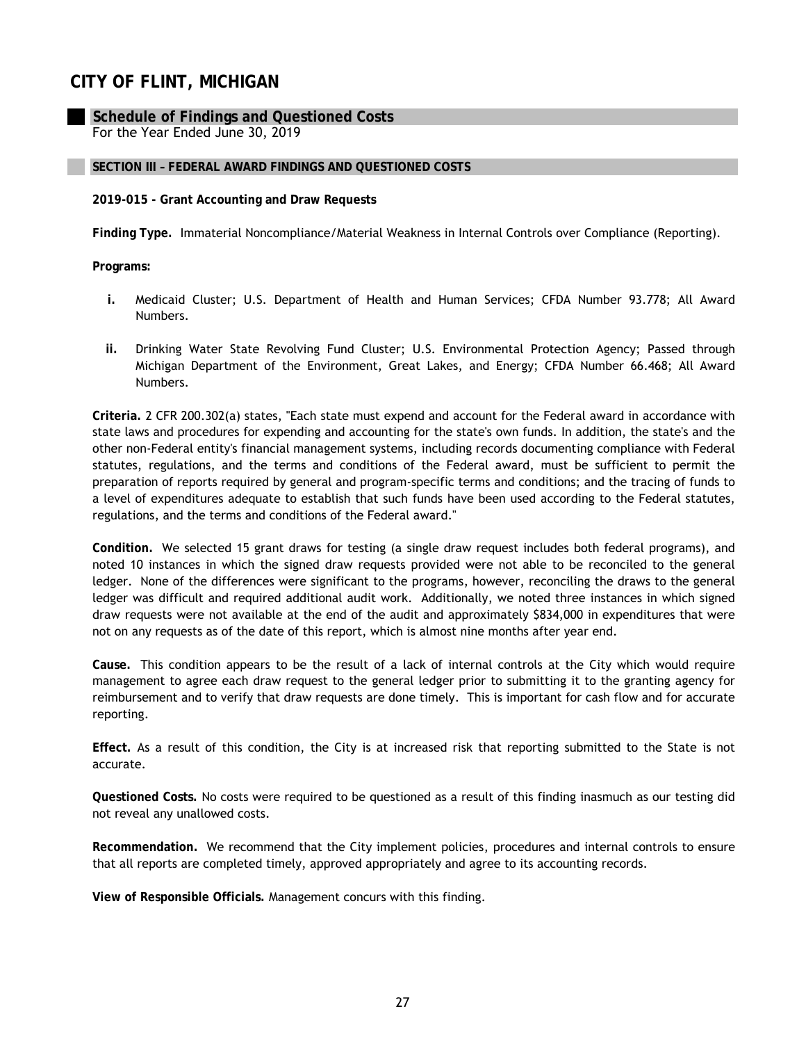# CITY OF FLINT, MICHIGAN

## Schedule of Findings and Questioned Costs

For the Year Ended June 30, 2019

### SECTION III – FEDERAL AWARD FINDINGS AND QUESTIONED COSTS

**2019-015 - Grant Accounting and Draw Requests**

**Finding Type.** Immaterial Noncompliance/Material Weakness in Internal Controls over Compliance (Reporting).

**Programs:**

- **i.** Medicaid Cluster; U.S. Department of Health and Human Services; CFDA Number 93.778; All Award Numbers.
- **ii.** Drinking Water State Revolving Fund Cluster; U.S. Environmental Protection Agency; Passed through Michigan Department of the Environment, Great Lakes, and Energy; CFDA Number 66.468; All Award Numbers.

**Criteria.** 2 CFR 200.302(a) states, "Each state must expend and account for the Federal award in accordance with state laws and procedures for expending and accounting for the state's own funds. In addition, the state's and the other non-Federal entity's financial management systems, including records documenting compliance with Federal statutes, regulations, and the terms and conditions of the Federal award, must be sufficient to permit the preparation of reports required by general and program-specific terms and conditions; and the tracing of funds to a level of expenditures adequate to establish that such funds have been used according to the Federal statutes, regulations, and the terms and conditions of the Federal award."

**Condition.** We selected 15 grant draws for testing (a single draw request includes both federal programs), and noted 10 instances in which the signed draw requests provided were not able to be reconciled to the general ledger. None of the differences were significant to the programs, however, reconciling the draws to the general ledger was difficult and required additional audit work. Additionally, we noted three instances in which signed draw requests were not available at the end of the audit and approximately $834,000 in expenditures that were not on any requests as of the date of this report, which is almost nine months after year end.

**Cause.** This condition appears to be the result of a lack of internal controls at the City which would require management to agree each draw request to the general ledger prior to submitting it to the granting agency for reimbursement and to verify that draw requests are done timely. This is important for cash flow and for accurate reporting.

**Effect.** As a result of this condition, the City is at increased risk that reporting submitted to the State is not accurate.

**Questioned Costs.** No costs were required to be questioned as a result of this finding inasmuch as our testing did not reveal any unallowed costs.

**Recommendation.** We recommend that the City implement policies, procedures and internal controls to ensure that all reports are completed timely, approved appropriately and agree to its accounting records.

**View of Responsible Officials.** Management concurs with this finding.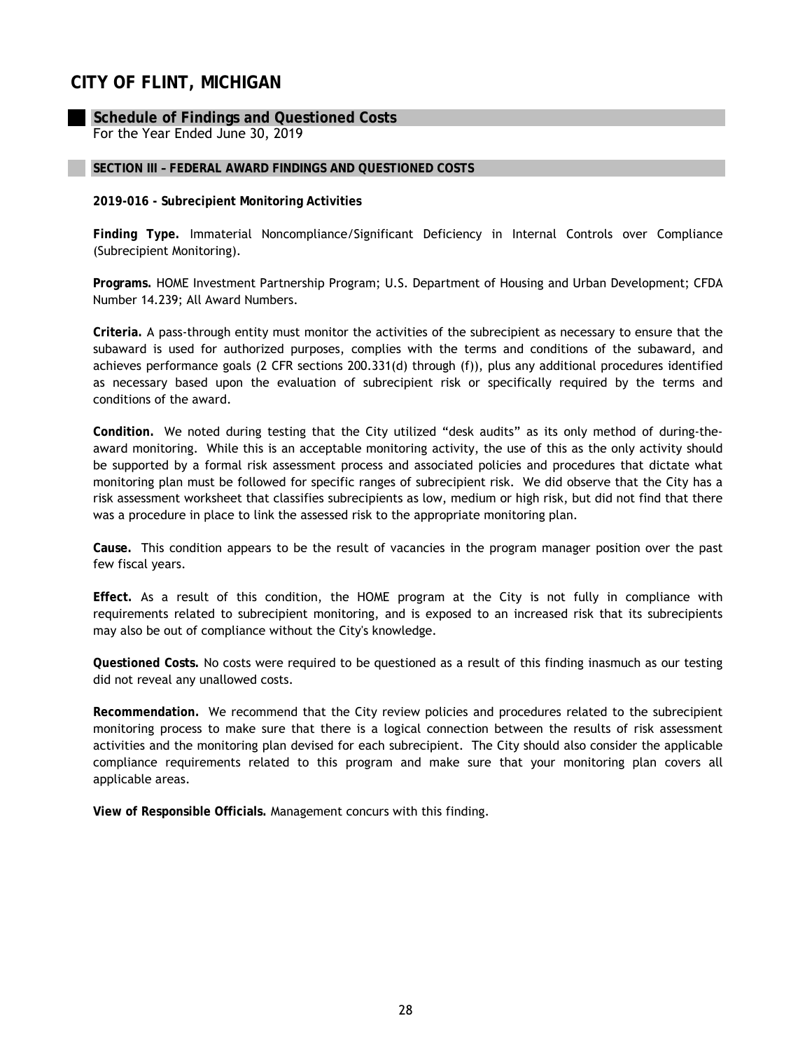# CITY OF FLINT, MICHIGAN

## Schedule of Findings and Questioned Costs

For the Year Ended June 30, 2019

### SECTION III – FEDERAL AWARD FINDINGS AND QUESTIONED COSTS

**2019-016 - Subrecipient Monitoring Activities**

**Finding Type.** Immaterial Noncompliance/Significant Deficiency in Internal Controls over Compliance (Subrecipient Monitoring).

**Programs.** HOME Investment Partnership Program; U.S. Department of Housing and Urban Development; CFDA Number 14.239; All Award Numbers.

**Criteria.** A pass-through entity must monitor the activities of the subrecipient as necessary to ensure that the subaward is used for authorized purposes, complies with the terms and conditions of the subaward, and achieves performance goals (2 CFR sections 200.331(d) through (f)), plus any additional procedures identified as necessary based upon the evaluation of subrecipient risk or specifically required by the terms and conditions of the award.

**Condition.** We noted during testing that the City utilized "desk audits" as its only method of during-the-award monitoring. While this is an acceptable monitoring activity, the use of this as the only activity should be supported by a formal risk assessment process and associated policies and procedures that dictate what monitoring plan must be followed for specific ranges of subrecipient risk. We did observe that the City has a risk assessment worksheet that classifies subrecipients as low, medium or high risk, but did not find that there was a procedure in place to link the assessed risk to the appropriate monitoring plan.

**Cause.** This condition appears to be the result of vacancies in the program manager position over the past few fiscal years.

**Effect.** As a result of this condition, the HOME program at the City is not fully in compliance with requirements related to subrecipient monitoring, and is exposed to an increased risk that its subrecipients may also be out of compliance without the City's knowledge.

**Questioned Costs.** No costs were required to be questioned as a result of this finding inasmuch as our testing did not reveal any unallowed costs.

**Recommendation.** We recommend that the City review policies and procedures related to the subrecipient monitoring process to make sure that there is a logical connection between the results of risk assessment activities and the monitoring plan devised for each subrecipient. The City should also consider the applicable compliance requirements related to this program and make sure that your monitoring plan covers all applicable areas.

**View of Responsible Officials.** Management concurs with this finding.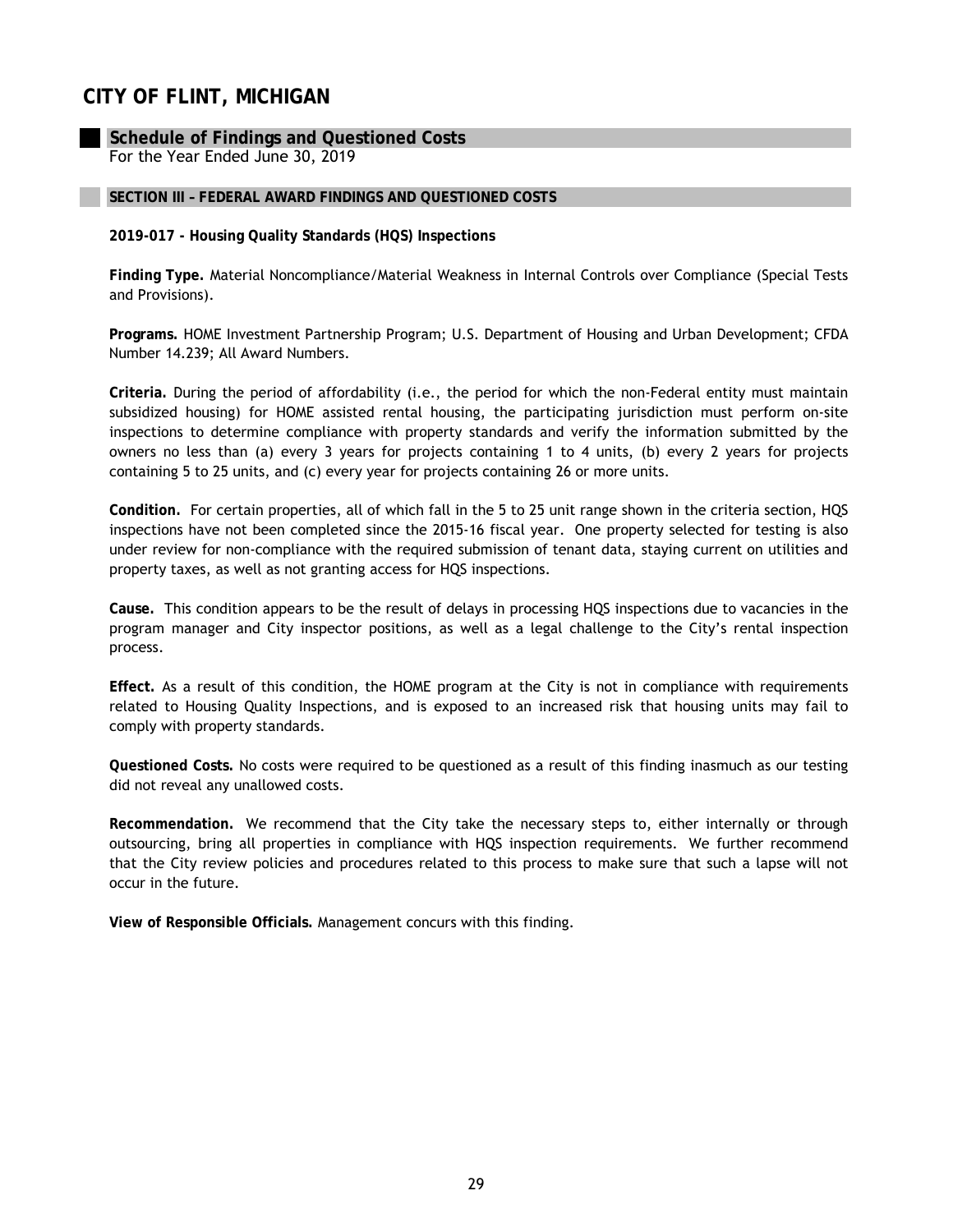# CITY OF FLINT, MICHIGAN

## Schedule of Findings and Questioned Costs

For the Year Ended June 30, 2019

### SECTION III – FEDERAL AWARD FINDINGS AND QUESTIONED COSTS

**2019-017 - Housing Quality Standards (HQS) Inspections**

**Finding Type.** Material Noncompliance/Material Weakness in Internal Controls over Compliance (Special Tests and Provisions).

**Programs.** HOME Investment Partnership Program; U.S. Department of Housing and Urban Development; CFDA Number 14.239; All Award Numbers.

**Criteria.** During the period of affordability (i.e., the period for which the non-Federal entity must maintain subsidized housing) for HOME assisted rental housing, the participating jurisdiction must perform on-site inspections to determine compliance with property standards and verify the information submitted by the owners no less than (a) every 3 years for projects containing 1 to 4 units, (b) every 2 years for projects containing 5 to 25 units, and (c) every year for projects containing 26 or more units.

**Condition.** For certain properties, all of which fall in the 5 to 25 unit range shown in the criteria section, HQS inspections have not been completed since the 2015-16 fiscal year. One property selected for testing is also under review for non-compliance with the required submission of tenant data, staying current on utilities and property taxes, as well as not granting access for HQS inspections.

**Cause.** This condition appears to be the result of delays in processing HQS inspections due to vacancies in the program manager and City inspector positions, as well as a legal challenge to the City's rental inspection process.

**Effect.** As a result of this condition, the HOME program at the City is not in compliance with requirements related to Housing Quality Inspections, and is exposed to an increased risk that housing units may fail to comply with property standards.

**Questioned Costs.** No costs were required to be questioned as a result of this finding inasmuch as our testing did not reveal any unallowed costs.

**Recommendation.** We recommend that the City take the necessary steps to, either internally or through outsourcing, bring all properties in compliance with HQS inspection requirements. We further recommend that the City review policies and procedures related to this process to make sure that such a lapse will not occur in the future.

**View of Responsible Officials.** Management concurs with this finding.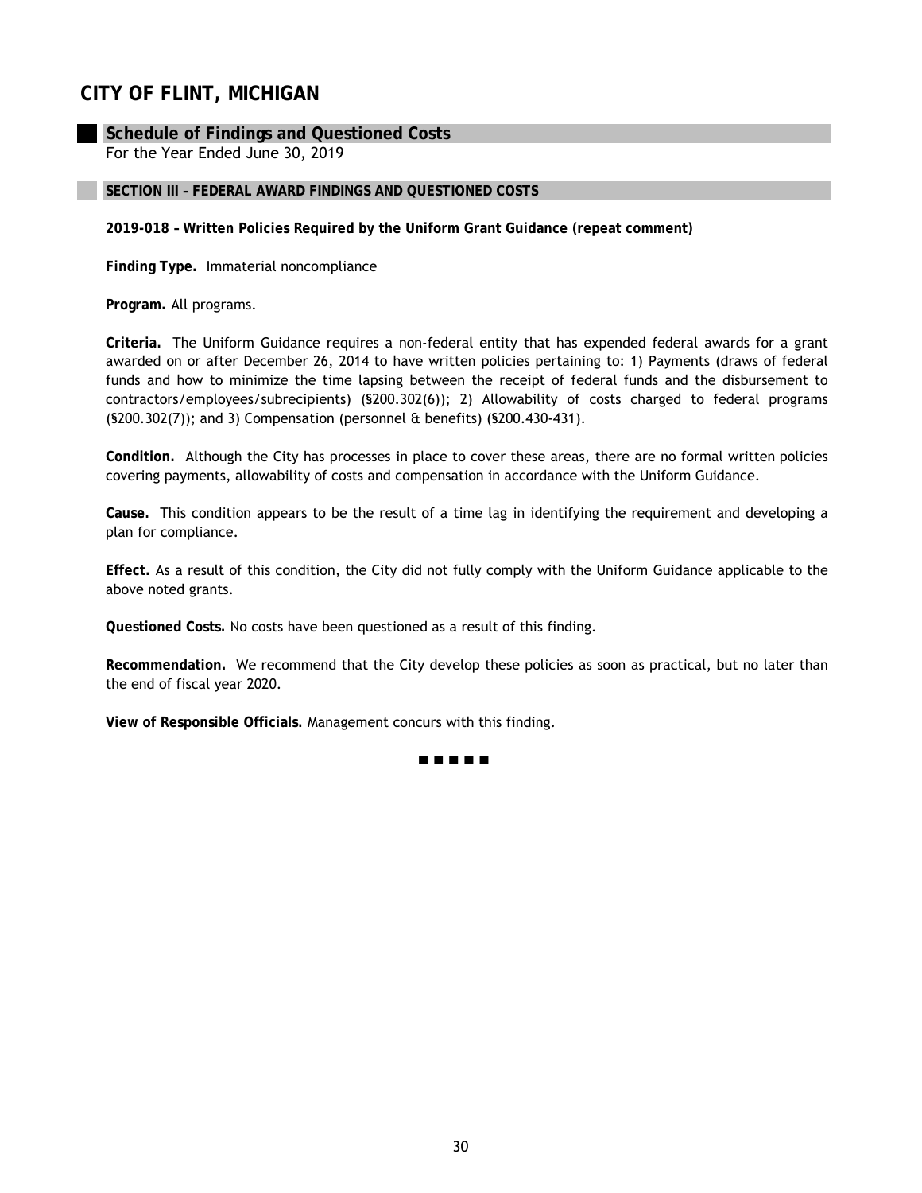# CITY OF FLINT, MICHIGAN

## Schedule of Findings and Questioned Costs

For the Year Ended June 30, 2019

### SECTION III – FEDERAL AWARD FINDINGS AND QUESTIONED COSTS

**2019-018 – Written Policies Required by the Uniform Grant Guidance (repeat comment)**

**Finding Type.** Immaterial noncompliance

**Program.** All programs.

**Criteria.** The Uniform Guidance requires a non-federal entity that has expended federal awards for a grant awarded on or after December 26, 2014 to have written policies pertaining to: 1) Payments (draws of federal funds and how to minimize the time lapsing between the receipt of federal funds and the disbursement to contractors/employees/subrecipients) (§200.302(6)); 2) Allowability of costs charged to federal programs (§200.302(7)); and 3) Compensation (personnel & benefits) (§200.430-431).

**Condition.** Although the City has processes in place to cover these areas, there are no formal written policies covering payments, allowability of costs and compensation in accordance with the Uniform Guidance.

**Cause.** This condition appears to be the result of a time lag in identifying the requirement and developing a plan for compliance.

**Effect.** As a result of this condition, the City did not fully comply with the Uniform Guidance applicable to the above noted grants.

**Questioned Costs.** No costs have been questioned as a result of this finding.

**Recommendation.** We recommend that the City develop these policies as soon as practical, but no later than the end of fiscal year 2020.

**View of Responsible Officials.** Management concurs with this finding.

■ ■ ■ ■ ■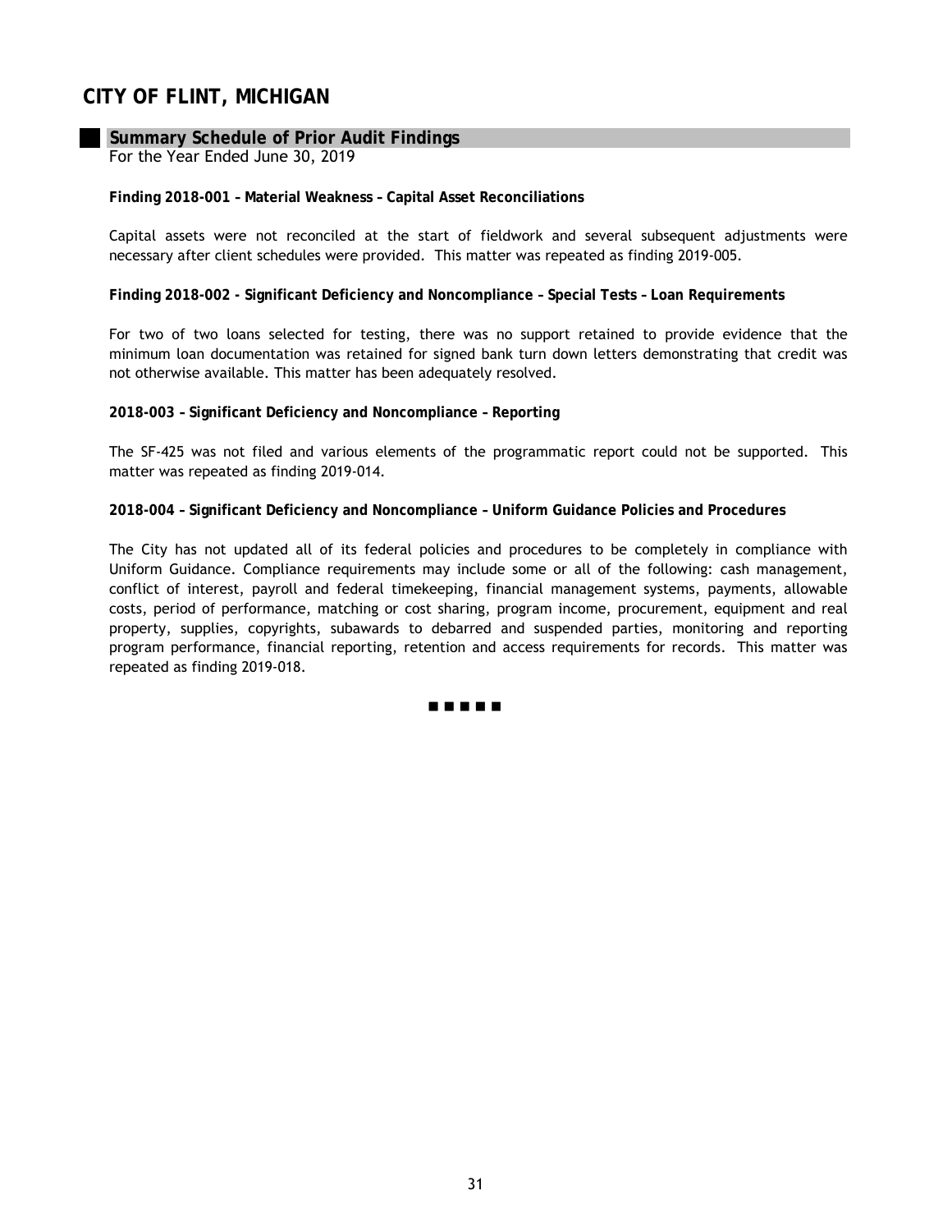# CITY OF FLINT, MICHIGAN

## Summary Schedule of Prior Audit Findings

For the Year Ended June 30, 2019

**Finding 2018-001 – Material Weakness – Capital Asset Reconciliations**

Capital assets were not reconciled at the start of fieldwork and several subsequent adjustments were necessary after client schedules were provided. This matter was repeated as finding 2019-005.

**Finding 2018-002 - Significant Deficiency and Noncompliance – Special Tests – Loan Requirements**

For two of two loans selected for testing, there was no support retained to provide evidence that the minimum loan documentation was retained for signed bank turn down letters demonstrating that credit was not otherwise available. This matter has been adequately resolved.

**2018-003 – Significant Deficiency and Noncompliance – Reporting**

The SF-425 was not filed and various elements of the programmatic report could not be supported. This matter was repeated as finding 2019-014.

**2018-004 – Significant Deficiency and Noncompliance – Uniform Guidance Policies and Procedures**

The City has not updated all of its federal policies and procedures to be completely in compliance with Uniform Guidance. Compliance requirements may include some or all of the following: cash management, conflict of interest, payroll and federal timekeeping, financial management systems, payments, allowable costs, period of performance, matching or cost sharing, program income, procurement, equipment and real property, supplies, copyrights, subawards to debarred and suspended parties, monitoring and reporting program performance, financial reporting, retention and access requirements for records. This matter was repeated as finding 2019-018.

■ ■ ■ ■ ■